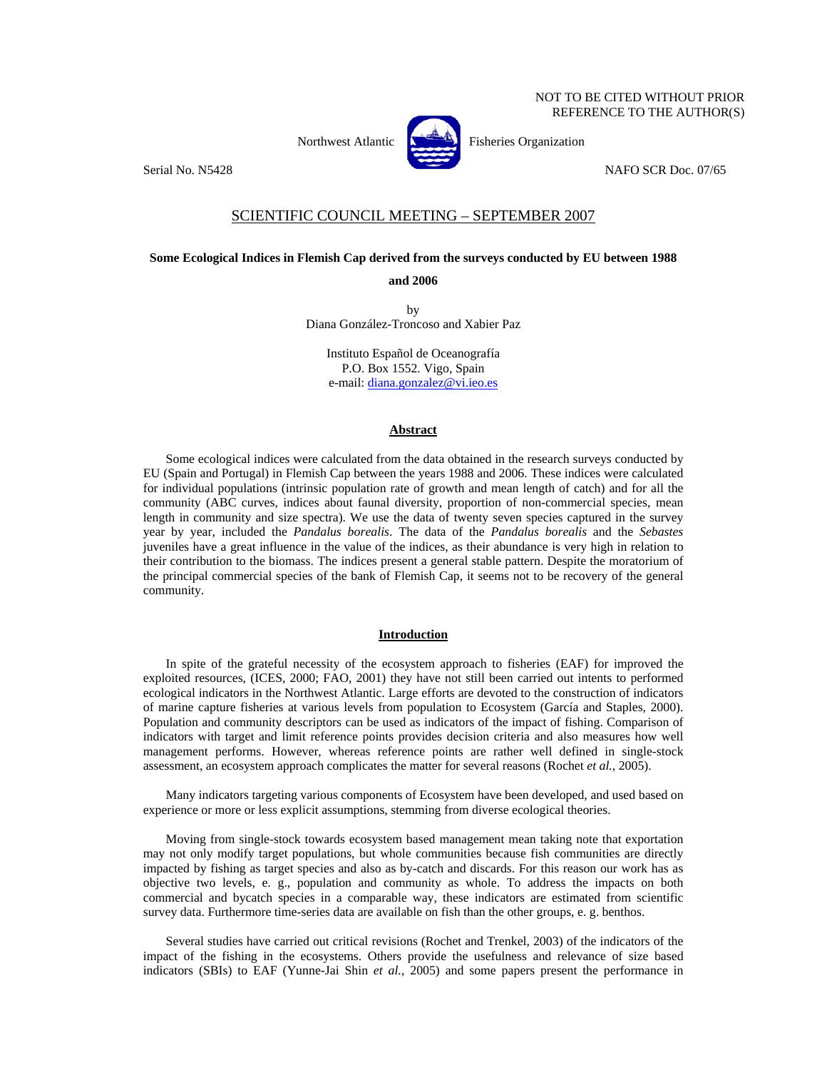NOT TO BE CITED WITHOUT PRIOR REFERENCE TO THE AUTHOR(S)

Northwest Atlantic Fisheries Organization

Serial No. N5428 NAFO SCR Doc. 07/65

## SCIENTIFIC COUNCIL MEETING – SEPTEMBER 2007

**Some Ecological Indices in Flemish Cap derived from the surveys conducted by EU between 1988 and 2006**

by

Diana González-Troncoso and Xabier Paz

Instituto Español de Oceanografía
P.O. Box 1552. Vigo, Spain
e-mail: diana.gonzalez@vi.ieo.es

### Abstract

Some ecological indices were calculated from the data obtained in the research surveys conducted by EU (Spain and Portugal) in Flemish Cap between the years 1988 and 2006. These indices were calculated for individual populations (intrinsic population rate of growth and mean length of catch) and for all the community (ABC curves, indices about faunal diversity, proportion of non-commercial species, mean length in community and size spectra). We use the data of twenty seven species captured in the survey year by year, included the *Pandalus borealis*. The data of the *Pandalus borealis* and the *Sebastes* juveniles have a great influence in the value of the indices, as their abundance is very high in relation to their contribution to the biomass. The indices present a general stable pattern. Despite the moratorium of the principal commercial species of the bank of Flemish Cap, it seems not to be recovery of the general community.

### Introduction

In spite of the grateful necessity of the ecosystem approach to fisheries (EAF) for improved the exploited resources, (ICES, 2000; FAO, 2001) they have not still been carried out intents to performed ecological indicators in the Northwest Atlantic. Large efforts are devoted to the construction of indicators of marine capture fisheries at various levels from population to Ecosystem (García and Staples, 2000). Population and community descriptors can be used as indicators of the impact of fishing. Comparison of indicators with target and limit reference points provides decision criteria and also measures how well management performs. However, whereas reference points are rather well defined in single-stock assessment, an ecosystem approach complicates the matter for several reasons (Rochet *et al.*, 2005).

Many indicators targeting various components of Ecosystem have been developed, and used based on experience or more or less explicit assumptions, stemming from diverse ecological theories.

Moving from single-stock towards ecosystem based management mean taking note that exportation may not only modify target populations, but whole communities because fish communities are directly impacted by fishing as target species and also as by-catch and discards. For this reason our work has as objective two levels, e. g., population and community as whole. To address the impacts on both commercial and bycatch species in a comparable way, these indicators are estimated from scientific survey data. Furthermore time-series data are available on fish than the other groups, e. g. benthos.

Several studies have carried out critical revisions (Rochet and Trenkel, 2003) of the indicators of the impact of the fishing in the ecosystems. Others provide the usefulness and relevance of size based indicators (SBIs) to EAF (Yunne-Jai Shin *et al.*, 2005) and some papers present the performance in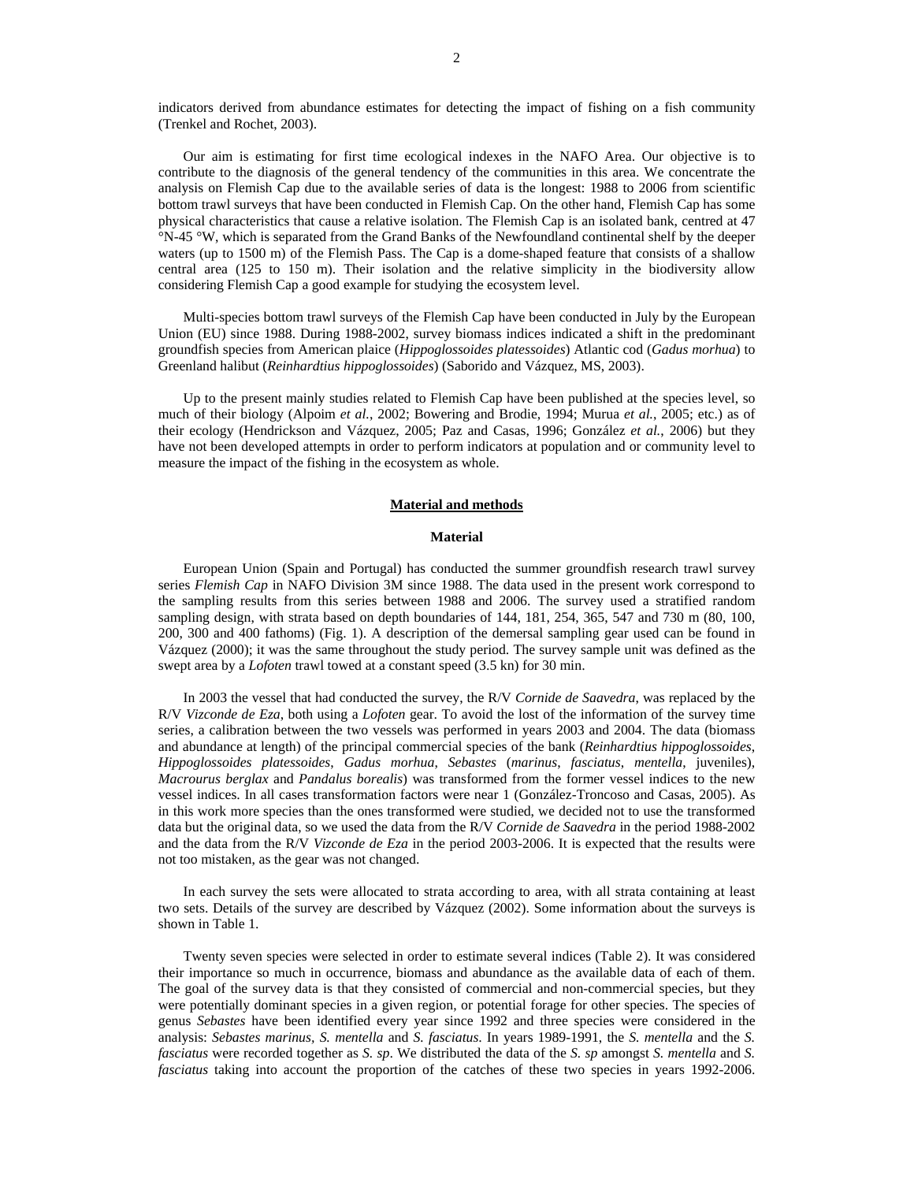indicators derived from abundance estimates for detecting the impact of fishing on a fish community (Trenkel and Rochet, 2003).

Our aim is estimating for first time ecological indexes in the NAFO Area. Our objective is to contribute to the diagnosis of the general tendency of the communities in this area. We concentrate the analysis on Flemish Cap due to the available series of data is the longest: 1988 to 2006 from scientific bottom trawl surveys that have been conducted in Flemish Cap. On the other hand, Flemish Cap has some physical characteristics that cause a relative isolation. The Flemish Cap is an isolated bank, centred at 47 °N-45 °W, which is separated from the Grand Banks of the Newfoundland continental shelf by the deeper waters (up to 1500 m) of the Flemish Pass. The Cap is a dome-shaped feature that consists of a shallow central area (125 to 150 m). Their isolation and the relative simplicity in the biodiversity allow considering Flemish Cap a good example for studying the ecosystem level.

Multi-species bottom trawl surveys of the Flemish Cap have been conducted in July by the European Union (EU) since 1988. During 1988-2002, survey biomass indices indicated a shift in the predominant groundfish species from American plaice (*Hippoglossoides platessoides*) Atlantic cod (*Gadus morhua*) to Greenland halibut (*Reinhardtius hippoglossoides*) (Saborido and Vázquez, MS, 2003).

Up to the present mainly studies related to Flemish Cap have been published at the species level, so much of their biology (Alpoim *et al.*, 2002; Bowering and Brodie, 1994; Murua *et al.*, 2005; etc.) as of their ecology (Hendrickson and Vázquez, 2005; Paz and Casas, 1996; González *et al.*, 2006) but they have not been developed attempts in order to perform indicators at population and or community level to measure the impact of the fishing in the ecosystem as whole.

## Material and methods

### Material

European Union (Spain and Portugal) has conducted the summer groundfish research trawl survey series *Flemish Cap* in NAFO Division 3M since 1988. The data used in the present work correspond to the sampling results from this series between 1988 and 2006. The survey used a stratified random sampling design, with strata based on depth boundaries of 144, 181, 254, 365, 547 and 730 m (80, 100, 200, 300 and 400 fathoms) (Fig. 1). A description of the demersal sampling gear used can be found in Vázquez (2000); it was the same throughout the study period. The survey sample unit was defined as the swept area by a *Lofoten* trawl towed at a constant speed (3.5 kn) for 30 min.

In 2003 the vessel that had conducted the survey, the R/V *Cornide de Saavedra*, was replaced by the R/V *Vizconde de Eza*, both using a *Lofoten* gear. To avoid the lost of the information of the survey time series, a calibration between the two vessels was performed in years 2003 and 2004. The data (biomass and abundance at length) of the principal commercial species of the bank (*Reinhardtius hippoglossoides*, *Hippoglossoides platessoides*, *Gadus morhua*, *Sebastes* (*marinus*, *fasciatus*, *mentella*, juveniles), *Macrourus berglax* and *Pandalus borealis*) was transformed from the former vessel indices to the new vessel indices. In all cases transformation factors were near 1 (González-Troncoso and Casas, 2005). As in this work more species than the ones transformed were studied, we decided not to use the transformed data but the original data, so we used the data from the R/V *Cornide de Saavedra* in the period 1988-2002 and the data from the R/V *Vizconde de Eza* in the period 2003-2006. It is expected that the results were not too mistaken, as the gear was not changed.

In each survey the sets were allocated to strata according to area, with all strata containing at least two sets. Details of the survey are described by Vázquez (2002). Some information about the surveys is shown in Table 1.

Twenty seven species were selected in order to estimate several indices (Table 2). It was considered their importance so much in occurrence, biomass and abundance as the available data of each of them. The goal of the survey data is that they consisted of commercial and non-commercial species, but they were potentially dominant species in a given region, or potential forage for other species. The species of genus *Sebastes* have been identified every year since 1992 and three species were considered in the analysis: *Sebastes marinus, S. mentella* and *S. fasciatus*. In years 1989-1991, the *S. mentella* and the *S. fasciatus* were recorded together as *S. sp*. We distributed the data of the *S. sp* amongst *S. mentella* and *S. fasciatus* taking into account the proportion of the catches of these two species in years 1992-2006.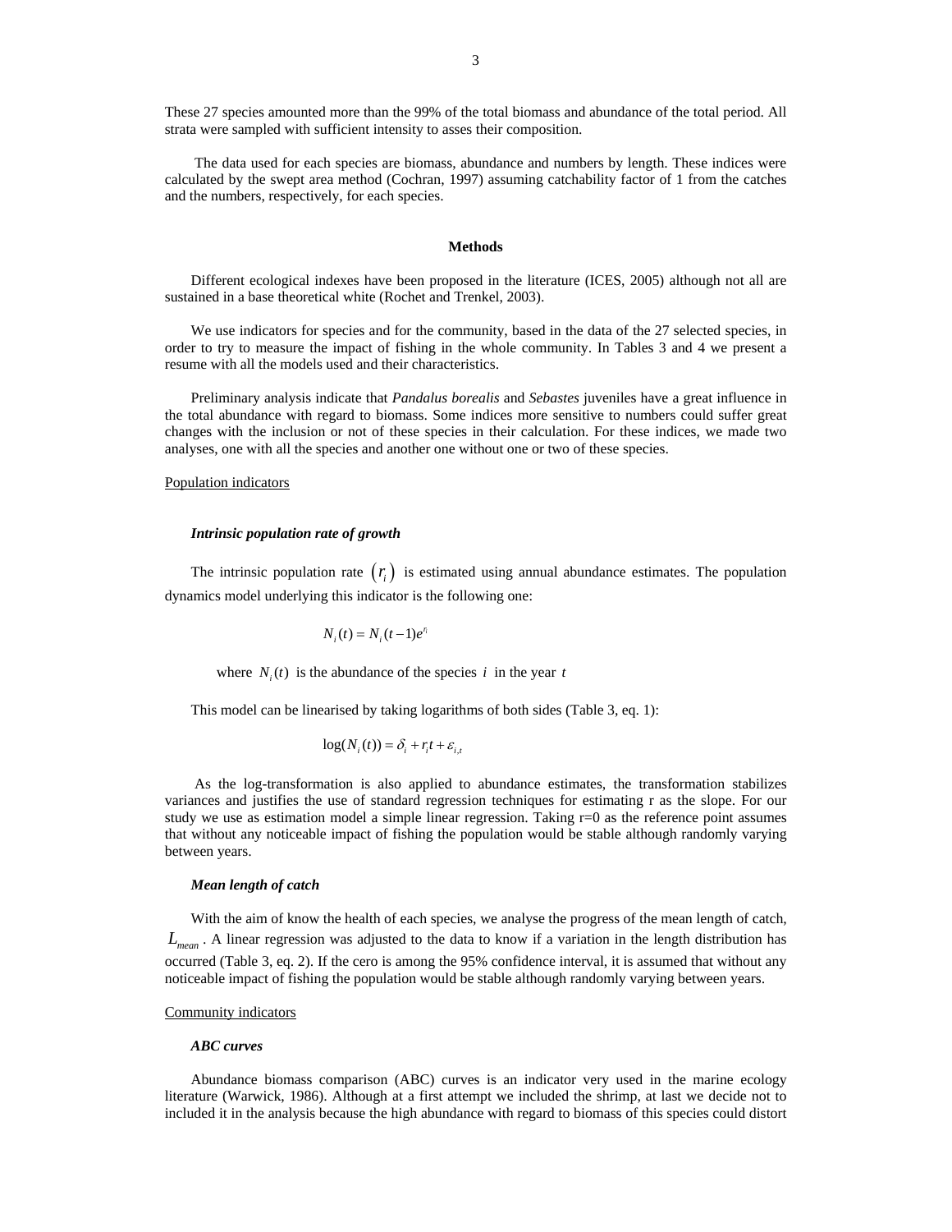These 27 species amounted more than the 99% of the total biomass and abundance of the total period. All strata were sampled with sufficient intensity to asses their composition.

The data used for each species are biomass, abundance and numbers by length. These indices were calculated by the swept area method (Cochran, 1997) assuming catchability factor of 1 from the catches and the numbers, respectively, for each species.

## Methods

Different ecological indexes have been proposed in the literature (ICES, 2005) although not all are sustained in a base theoretical white (Rochet and Trenkel, 2003).

We use indicators for species and for the community, based in the data of the 27 selected species, in order to try to measure the impact of fishing in the whole community. In Tables 3 and 4 we present a resume with all the models used and their characteristics.

Preliminary analysis indicate that *Pandalus borealis* and *Sebastes* juveniles have a great influence in the total abundance with regard to biomass. Some indices more sensitive to numbers could suffer great changes with the inclusion or not of these species in their calculation. For these indices, we made two analyses, one with all the species and another one without one or two of these species.

### Population indicators

#### *Intrinsic population rate of growth*

The intrinsic population rate $(r_i)$ is estimated using annual abundance estimates. The population dynamics model underlying this indicator is the following one:

$$N_i(t) = N_i(t-1)e^{r_i}$$

where $N_i(t)$ is the abundance of the species $i$ in the year $t$

This model can be linearised by taking logarithms of both sides (Table 3, eq. 1):

$$\log(N_i(t)) = \delta_i + r_i t + \varepsilon_{i,t}$$

As the log-transformation is also applied to abundance estimates, the transformation stabilizes variances and justifies the use of standard regression techniques for estimating r as the slope. For our study we use as estimation model a simple linear regression. Taking r=0 as the reference point assumes that without any noticeable impact of fishing the population would be stable although randomly varying between years.

#### *Mean length of catch*

With the aim of know the health of each species, we analyse the progress of the mean length of catch, $L_{mean}$. A linear regression was adjusted to the data to know if a variation in the length distribution has occurred (Table 3, eq. 2). If the cero is among the 95% confidence interval, it is assumed that without any noticeable impact of fishing the population would be stable although randomly varying between years.

### Community indicators

#### *ABC curves*

Abundance biomass comparison (ABC) curves is an indicator very used in the marine ecology literature (Warwick, 1986). Although at a first attempt we included the shrimp, at last we decide not to included it in the analysis because the high abundance with regard to biomass of this species could distort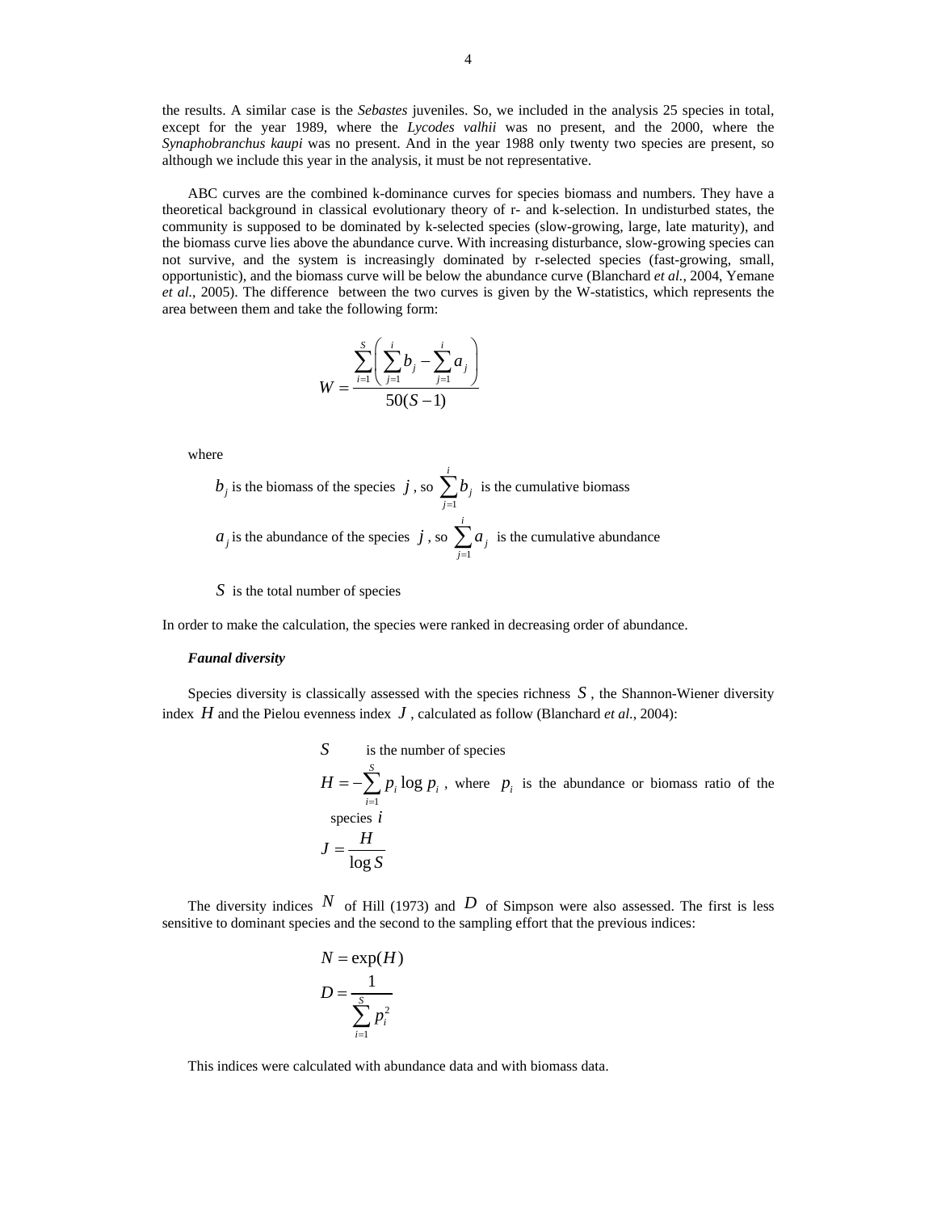the results. A similar case is the *Sebastes* juveniles. So, we included in the analysis 25 species in total, except for the year 1989, where the *Lycodes valhii* was no present, and the 2000, where the *Synaphobranchus kaupi* was no present. And in the year 1988 only twenty two species are present, so although we include this year in the analysis, it must be not representative.

ABC curves are the combined k-dominance curves for species biomass and numbers. They have a theoretical background in classical evolutionary theory of r- and k-selection. In undisturbed states, the community is supposed to be dominated by k-selected species (slow-growing, large, late maturity), and the biomass curve lies above the abundance curve. With increasing disturbance, slow-growing species can not survive, and the system is increasingly dominated by r-selected species (fast-growing, small, opportunistic), and the biomass curve will be below the abundance curve (Blanchard *et al.*, 2004, Yemane *et al.*, 2005). The difference between the two curves is given by the W-statistics, which represents the area between them and take the following form:

$$W = \frac{\sum_{i=1}^{S} \left( \sum_{j=1}^{i} b_j - \sum_{j=1}^{i} a_j \right)}{50(S-1)}$$

where

$b_j$ is the biomass of the species $j$, so $\sum_{j=1}^{i} b_j$ is the cumulative biomass

$a_j$ is the abundance of the species $j$, so $\sum_{j=1}^{i} a_j$ is the cumulative abundance

$S$ is the total number of species

In order to make the calculation, the species were ranked in decreasing order of abundance.

***Faunal diversity***

Species diversity is classically assessed with the species richness $S$, the Shannon-Wiener diversity index $H$ and the Pielou evenness index $J$, calculated as follow (Blanchard *et al.*, 2004):

$S$ is the number of species

$H = -\sum_{i=1}^{S} p_i \log p_i$, where $p_i$ is the abundance or biomass ratio of the species $i$

$$J = \frac{H}{\log S}$$

The diversity indices $N$ of Hill (1973) and $D$ of Simpson were also assessed. The first is less sensitive to dominant species and the second to the sampling effort that the previous indices:

$$N = \exp(H)$$

$$D = \frac{1}{\sum_{i=1}^{S} p_i^2}$$

This indices were calculated with abundance data and with biomass data.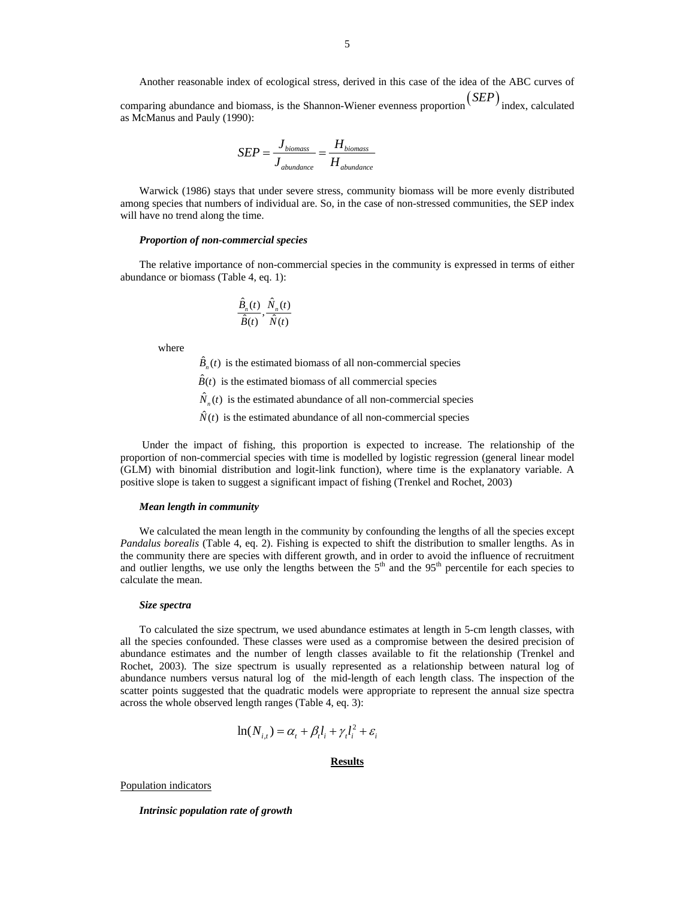Another reasonable index of ecological stress, derived in this case of the idea of the ABC curves of comparing abundance and biomass, is the Shannon-Wiener evenness proportion $(SEP)$ index, calculated as McManus and Pauly (1990):

$$SEP = \frac{J_{biomass}}{J_{abundance}} = \frac{H_{biomass}}{H_{abundance}}$$

Warwick (1986) stays that under severe stress, community biomass will be more evenly distributed among species that numbers of individual are. So, in the case of non-stressed communities, the SEP index will have no trend along the time.

***Proportion of non-commercial species***

The relative importance of non-commercial species in the community is expressed in terms of either abundance or biomass (Table 4, eq. 1):

$$\frac{\hat{B}_n(t)}{\hat{B}(t)}, \frac{\hat{N}_n(t)}{\hat{N}(t)}$$

where

$\hat{B}_n(t)$ is the estimated biomass of all non-commercial species

$\hat{B}(t)$ is the estimated biomass of all commercial species

$\hat{N}_n(t)$ is the estimated abundance of all non-commercial species

$\hat{N}(t)$ is the estimated abundance of all non-commercial species

Under the impact of fishing, this proportion is expected to increase. The relationship of the proportion of non-commercial species with time is modelled by logistic regression (general linear model (GLM) with binomial distribution and logit-link function), where time is the explanatory variable. A positive slope is taken to suggest a significant impact of fishing (Trenkel and Rochet, 2003)

***Mean length in community***

We calculated the mean length in the community by confounding the lengths of all the species except *Pandalus borealis* (Table 4, eq. 2). Fishing is expected to shift the distribution to smaller lengths. As in the community there are species with different growth, and in order to avoid the influence of recruitment and outlier lengths, we use only the lengths between the $5^{th}$ and the $95^{th}$ percentile for each species to calculate the mean.

***Size spectra***

To calculated the size spectrum, we used abundance estimates at length in 5-cm length classes, with all the species confounded. These classes were used as a compromise between the desired precision of abundance estimates and the number of length classes available to fit the relationship (Trenkel and Rochet, 2003). The size spectrum is usually represented as a relationship between natural log of abundance numbers versus natural log of the mid-length of each length class. The inspection of the scatter points suggested that the quadratic models were appropriate to represent the annual size spectra across the whole observed length ranges (Table 4, eq. 3):

$$\ln(N_{i,t}) = \alpha_t + \beta_t l_i + \gamma_t l_i^2 + \varepsilon_i$$

## Results

Population indicators

***Intrinsic population rate of growth***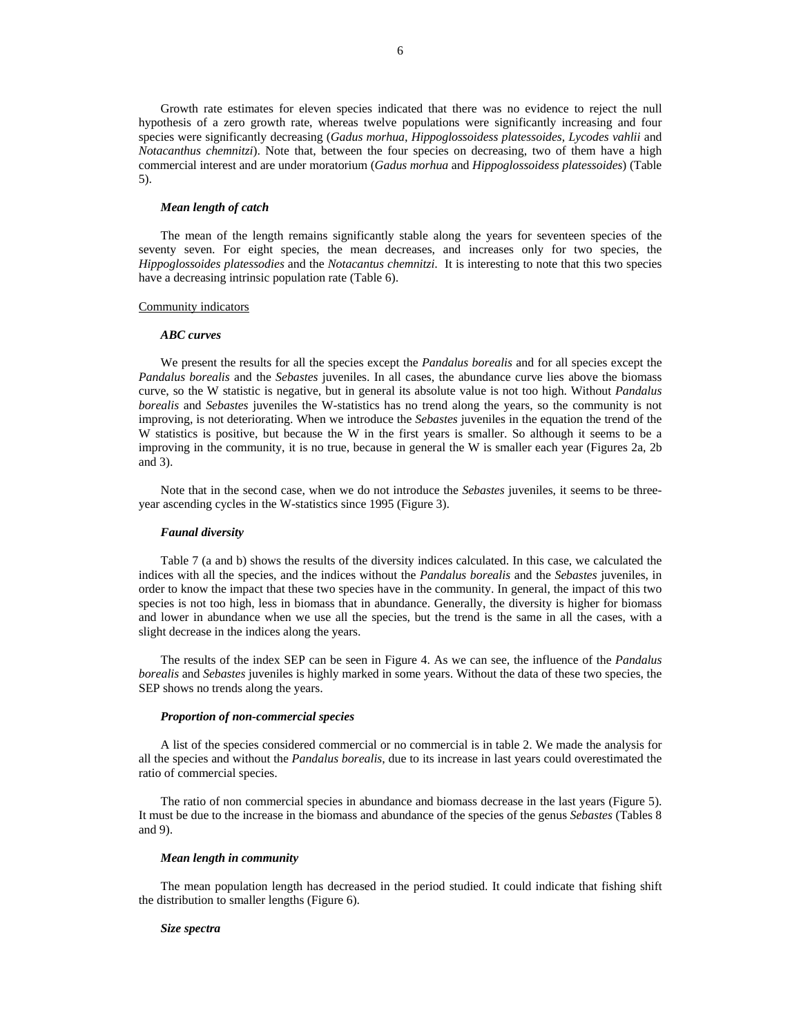Growth rate estimates for eleven species indicated that there was no evidence to reject the null hypothesis of a zero growth rate, whereas twelve populations were significantly increasing and four species were significantly decreasing (*Gadus morhua*, *Hippoglossoidess platessoides*, *Lycodes vahlii* and *Notacanthus chemnitzi*). Note that, between the four species on decreasing, two of them have a high commercial interest and are under moratorium (*Gadus morhua* and *Hippoglossoidess platessoides*) (Table 5).

***Mean length of catch***

The mean of the length remains significantly stable along the years for seventeen species of the seventy seven. For eight species, the mean decreases, and increases only for two species, the *Hippoglossoides platessodies* and the *Notacantus chemnitzi*. It is interesting to note that this two species have a decreasing intrinsic population rate (Table 6).

Community indicators

***ABC curves***

We present the results for all the species except the *Pandalus borealis* and for all species except the *Pandalus borealis* and the *Sebastes* juveniles. In all cases, the abundance curve lies above the biomass curve, so the W statistic is negative, but in general its absolute value is not too high. Without *Pandalus borealis* and *Sebastes* juveniles the W-statistics has no trend along the years, so the community is not improving, is not deteriorating. When we introduce the *Sebastes* juveniles in the equation the trend of the W statistics is positive, but because the W in the first years is smaller. So although it seems to be a improving in the community, it is no true, because in general the W is smaller each year (Figures 2a, 2b and 3).

Note that in the second case, when we do not introduce the *Sebastes* juveniles, it seems to be three-year ascending cycles in the W-statistics since 1995 (Figure 3).

***Faunal diversity***

Table 7 (a and b) shows the results of the diversity indices calculated. In this case, we calculated the indices with all the species, and the indices without the *Pandalus borealis* and the *Sebastes* juveniles, in order to know the impact that these two species have in the community. In general, the impact of this two species is not too high, less in biomass that in abundance. Generally, the diversity is higher for biomass and lower in abundance when we use all the species, but the trend is the same in all the cases, with a slight decrease in the indices along the years.

The results of the index SEP can be seen in Figure 4. As we can see, the influence of the *Pandalus borealis* and *Sebastes* juveniles is highly marked in some years. Without the data of these two species, the SEP shows no trends along the years.

***Proportion of non-commercial species***

A list of the species considered commercial or no commercial is in table 2. We made the analysis for all the species and without the *Pandalus borealis*, due to its increase in last years could overestimated the ratio of commercial species.

The ratio of non commercial species in abundance and biomass decrease in the last years (Figure 5). It must be due to the increase in the biomass and abundance of the species of the genus *Sebastes* (Tables 8 and 9).

***Mean length in community***

The mean population length has decreased in the period studied. It could indicate that fishing shift the distribution to smaller lengths (Figure 6).

***Size spectra***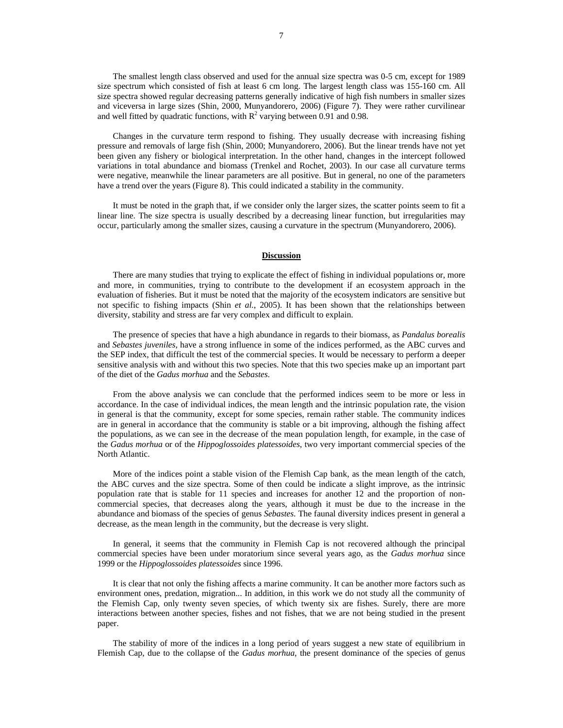The smallest length class observed and used for the annual size spectra was 0-5 cm, except for 1989 size spectrum which consisted of fish at least 6 cm long. The largest length class was 155-160 cm. All size spectra showed regular decreasing patterns generally indicative of high fish numbers in smaller sizes and viceversa in large sizes (Shin, 2000, Munyandorero, 2006) (Figure 7). They were rather curvilinear and well fitted by quadratic functions, with $R^2$ varying between 0.91 and 0.98.

Changes in the curvature term respond to fishing. They usually decrease with increasing fishing pressure and removals of large fish (Shin, 2000; Munyandorero, 2006). But the linear trends have not yet been given any fishery or biological interpretation. In the other hand, changes in the intercept followed variations in total abundance and biomass (Trenkel and Rochet, 2003). In our case all curvature terms were negative, meanwhile the linear parameters are all positive. But in general, no one of the parameters have a trend over the years (Figure 8). This could indicated a stability in the community.

It must be noted in the graph that, if we consider only the larger sizes, the scatter points seem to fit a linear line. The size spectra is usually described by a decreasing linear function, but irregularities may occur, particularly among the smaller sizes, causing a curvature in the spectrum (Munyandorero, 2006).

## Discussion

There are many studies that trying to explicate the effect of fishing in individual populations or, more and more, in communities, trying to contribute to the development if an ecosystem approach in the evaluation of fisheries. But it must be noted that the majority of the ecosystem indicators are sensitive but not specific to fishing impacts (Shin *et al.*, 2005). It has been shown that the relationships between diversity, stability and stress are far very complex and difficult to explain.

The presence of species that have a high abundance in regards to their biomass, as *Pandalus borealis* and *Sebastes juveniles*, have a strong influence in some of the indices performed, as the ABC curves and the SEP index, that difficult the test of the commercial species. It would be necessary to perform a deeper sensitive analysis with and without this two species. Note that this two species make up an important part of the diet of the *Gadus morhua* and the *Sebastes*.

From the above analysis we can conclude that the performed indices seem to be more or less in accordance. In the case of individual indices, the mean length and the intrinsic population rate, the vision in general is that the community, except for some species, remain rather stable. The community indices are in general in accordance that the community is stable or a bit improving, although the fishing affect the populations, as we can see in the decrease of the mean population length, for example, in the case of the *Gadus morhua* or of the *Hippoglossoides platessoides*, two very important commercial species of the North Atlantic.

More of the indices point a stable vision of the Flemish Cap bank, as the mean length of the catch, the ABC curves and the size spectra. Some of then could be indicate a slight improve, as the intrinsic population rate that is stable for 11 species and increases for another 12 and the proportion of non-commercial species, that decreases along the years, although it must be due to the increase in the abundance and biomass of the species of genus *Sebastes.* The faunal diversity indices present in general a decrease, as the mean length in the community, but the decrease is very slight.

In general, it seems that the community in Flemish Cap is not recovered although the principal commercial species have been under moratorium since several years ago, as the *Gadus morhua* since 1999 or the *Hippoglossoides platessoides* since 1996.

It is clear that not only the fishing affects a marine community. It can be another more factors such as environment ones, predation, migration... In addition, in this work we do not study all the community of the Flemish Cap, only twenty seven species, of which twenty six are fishes. Surely, there are more interactions between another species, fishes and not fishes, that we are not being studied in the present paper.

The stability of more of the indices in a long period of years suggest a new state of equilibrium in Flemish Cap, due to the collapse of the *Gadus morhua*, the present dominance of the species of genus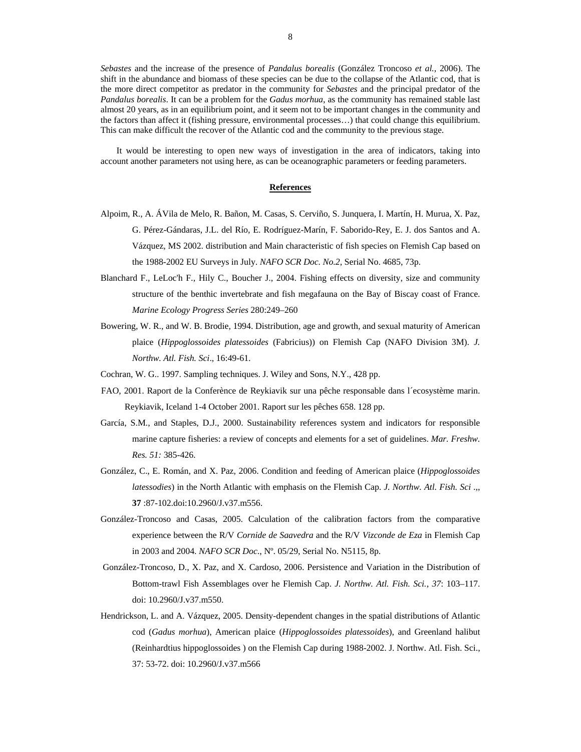*Sebastes* and the increase of the presence of *Pandalus borealis* (González Troncoso *et al.*, 2006). The shift in the abundance and biomass of these species can be due to the collapse of the Atlantic cod, that is the more direct competitor as predator in the community for *Sebastes* and the principal predator of the *Pandalus borealis*. It can be a problem for the *Gadus morhua*, as the community has remained stable last almost 20 years, as in an equilibrium point, and it seem not to be important changes in the community and the factors than affect it (fishing pressure, environmental processes…) that could change this equilibrium. This can make difficult the recover of the Atlantic cod and the community to the previous stage.

It would be interesting to open new ways of investigation in the area of indicators, taking into account another parameters not using here, as can be oceanographic parameters or feeding parameters.

## References

Alpoim, R., A. ÁVila de Melo, R. Bañon, M. Casas, S. Cerviño, S. Junquera, I. Martín, H. Murua, X. Paz, G. Pérez-Gándaras, J.L. del Río, E. Rodríguez-Marín, F. Saborido-Rey, E. J. dos Santos and A. Vázquez, MS 2002. distribution and Main characteristic of fish species on Flemish Cap based on the 1988-2002 EU Surveys in July. *NAFO SCR Doc. No.2*, Serial No. 4685, 73p.

Blanchard F., LeLoc'h F., Hily C., Boucher J., 2004. Fishing effects on diversity, size and community structure of the benthic invertebrate and fish megafauna on the Bay of Biscay coast of France. *Marine Ecology Progress Series* 280:249–260

Bowering, W. R., and W. B. Brodie, 1994. Distribution, age and growth, and sexual maturity of American plaice (*Hippoglossoides platessoides* (Fabricius)) on Flemish Cap (NAFO Division 3M). *J. Northw. Atl. Fish. Sci*., 16:49-61.

Cochran, W. G.. 1997. Sampling techniques. J. Wiley and Sons, N.Y., 428 pp.

FAO, 2001. Raport de la Conferènce de Reykiavik sur una pêche responsable dans l´ecosystème marin. Reykiavik, Iceland 1-4 October 2001. Raport sur les pêches 658. 128 pp.

García, S.M., and Staples, D.J., 2000. Sustainability references system and indicators for responsible marine capture fisheries: a review of concepts and elements for a set of guidelines. *Mar. Freshw. Res. 51:* 385-426.

González, C., E. Román, and X. Paz, 2006. Condition and feeding of American plaice (*Hippoglossoides latessodies*) in the North Atlantic with emphasis on the Flemish Cap. *J. Northw. Atl. Fish. Sci* .,, **37** :87-102.doi:10.2960/J.v37.m556.

González-Troncoso and Casas, 2005. Calculation of the calibration factors from the comparative experience between the R/V *Cornide de Saavedra* and the R/V *Vizconde de Eza* in Flemish Cap in 2003 and 2004. *NAFO SCR Doc.*, Nº. 05/29, Serial No. N5115, 8p.

González-Troncoso, D., X. Paz, and X. Cardoso, 2006. Persistence and Variation in the Distribution of Bottom-trawl Fish Assemblages over he Flemish Cap. *J. Northw. Atl. Fish. Sci.*, *37*: 103–117. doi: 10.2960/J.v37.m550.

Hendrickson, L. and A. Vázquez, 2005. Density-dependent changes in the spatial distributions of Atlantic cod (*Gadus morhua*), American plaice (*Hippoglossoides platessoides*), and Greenland halibut (Reinhardtius hippoglossoides ) on the Flemish Cap during 1988-2002. J. Northw. Atl. Fish. Sci., 37: 53-72. doi: 10.2960/J.v37.m566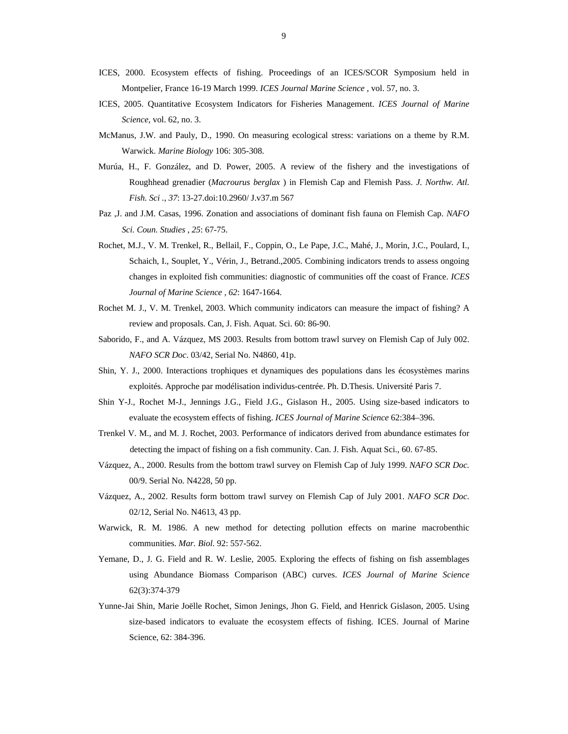ICES, 2000. Ecosystem effects of fishing. Proceedings of an ICES/SCOR Symposium held in Montpelier, France 16-19 March 1999. *ICES Journal Marine Science* , vol. 57, no. 3.

ICES, 2005. Quantitative Ecosystem Indicators for Fisheries Management. *ICES Journal of Marine Science*, vol. 62, no. 3.

McManus, J.W. and Pauly, D., 1990. On measuring ecological stress: variations on a theme by R.M. Warwick. *Marine Biology* 106: 305-308.

Murúa, H., F. González, and D. Power, 2005. A review of the fishery and the investigations of Roughhead grenadier (*Macrourus berglax* ) in Flemish Cap and Flemish Pass. *J. Northw. Atl. Fish. Sci ., 37*: 13-27.doi:10.2960/ J.v37.m 567

Paz ,J. and J.M. Casas, 1996. Zonation and associations of dominant fish fauna on Flemish Cap. *NAFO Sci. Coun. Studies , 25*: 67-75.

Rochet, M.J., V. M. Trenkel, R., Bellail, F., Coppin, O., Le Pape, J.C., Mahé, J., Morin, J.C., Poulard, I., Schaich, I., Souplet, Y., Vérin, J., Betrand.,2005. Combining indicators trends to assess ongoing changes in exploited fish communities: diagnostic of communities off the coast of France. *ICES Journal of Marine Science , 62*: 1647-1664.

Rochet M. J., V. M. Trenkel, 2003. Which community indicators can measure the impact of fishing? A review and proposals. Can, J. Fish. Aquat. Sci. 60: 86-90.

Saborido, F., and A. Vázquez, MS 2003. Results from bottom trawl survey on Flemish Cap of July 002. *NAFO SCR Doc*. 03/42, Serial No. N4860, 41p.

Shin, Y. J., 2000. Interactions trophiques et dynamiques des populations dans les écosystèmes marins exploités. Approche par modélisation individus-centrée. Ph. D.Thesis. Université Paris 7.

Shin Y-J., Rochet M-J., Jennings J.G., Field J.G., Gislason H., 2005. Using size-based indicators to evaluate the ecosystem effects of fishing. *ICES Journal of Marine Science* 62:384–396.

Trenkel V. M., and M. J. Rochet, 2003. Performance of indicators derived from abundance estimates for detecting the impact of fishing on a fish community. Can. J. Fish. Aquat Sci., 60. 67-85.

Vázquez, A., 2000. Results from the bottom trawl survey on Flemish Cap of July 1999. *NAFO SCR Doc.* 00/9. Serial No. N4228, 50 pp.

Vázquez, A., 2002. Results form bottom trawl survey on Flemish Cap of July 2001. *NAFO SCR Doc.* 02/12, Serial No. N4613, 43 pp.

Warwick, R. M. 1986. A new method for detecting pollution effects on marine macrobenthic communities. *Mar. Biol.* 92: 557-562.

Yemane, D., J. G. Field and R. W. Leslie, 2005. Exploring the effects of fishing on fish assemblages using Abundance Biomass Comparison (ABC) curves. *ICES Journal of Marine Science* 62(3):374-379

Yunne-Jai Shin, Marie Joëlle Rochet, Simon Jenings, Jhon G. Field, and Henrick Gislason, 2005. Using size-based indicators to evaluate the ecosystem effects of fishing. ICES. Journal of Marine Science, 62: 384-396.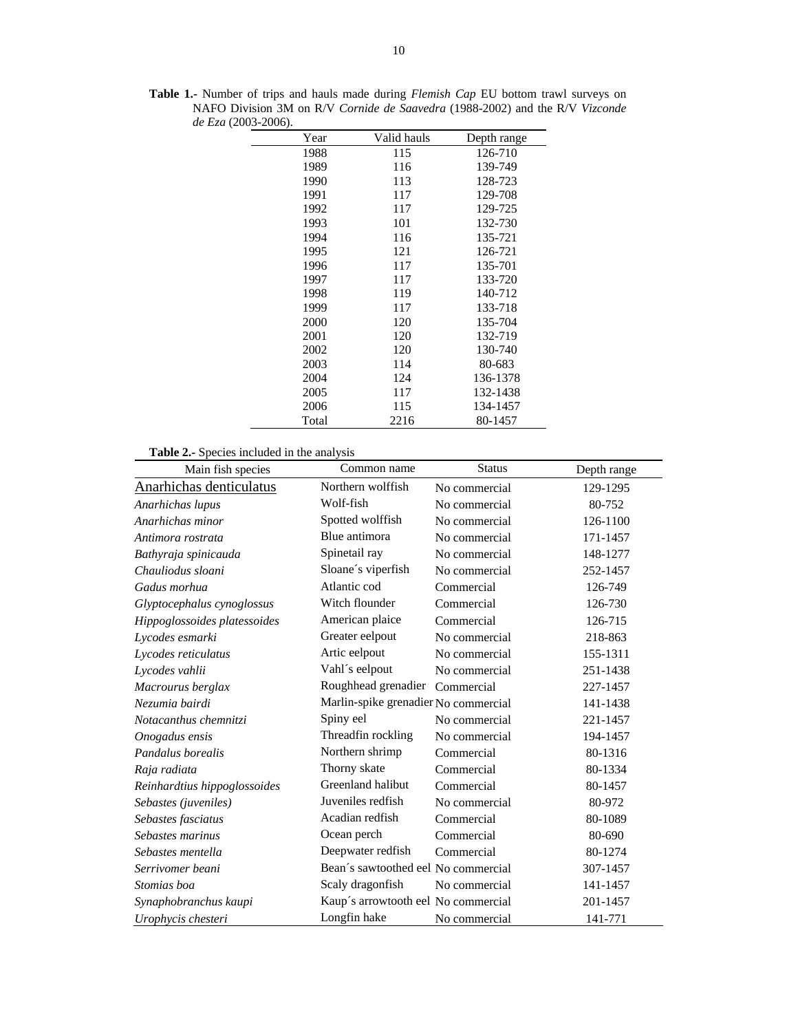**Table 1.-** Number of trips and hauls made during *Flemish Cap* EU bottom trawl surveys on NAFO Division 3M on R/V *Cornide de Saavedra* (1988-2002) and the R/V *Vizconde de Eza* (2003-2006).

| Year | Valid hauls | Depth range |
|---|---|---|
| 1988 | 115 | 126-710 |
| 1989 | 116 | 139-749 |
| 1990 | 113 | 128-723 |
| 1991 | 117 | 129-708 |
| 1992 | 117 | 129-725 |
| 1993 | 101 | 132-730 |
| 1994 | 116 | 135-721 |
| 1995 | 121 | 126-721 |
| 1996 | 117 | 135-701 |
| 1997 | 117 | 133-720 |
| 1998 | 119 | 140-712 |
| 1999 | 117 | 133-718 |
| 2000 | 120 | 135-704 |
| 2001 | 120 | 132-719 |
| 2002 | 120 | 130-740 |
| 2003 | 114 | 80-683 |
| 2004 | 124 | 136-1378 |
| 2005 | 117 | 132-1438 |
| 2006 | 115 | 134-1457 |
| Total | 2216 | 80-1457 |

**Table 2.-** Species included in the analysis

| Main fish species | Common name | Status | Depth range |
|---|---|---|---|
| Anarhichas denticulatus | Northern wolffish | No commercial | 129-1295 |
| *Anarhichas lupus* | Wolf-fish | No commercial | 80-752 |
| *Anarhichas minor* | Spotted wolffish | No commercial | 126-1100 |
| *Antimora rostrata* | Blue antimora | No commercial | 171-1457 |
| *Bathyraja spinicauda* | Spinetail ray | No commercial | 148-1277 |
| *Chauliodus sloani* | Sloane´s viperfish | No commercial | 252-1457 |
| *Gadus morhua* | Atlantic cod | Commercial | 126-749 |
| *Glyptocephalus cynoglossus* | Witch flounder | Commercial | 126-730 |
| *Hippoglossoides platessoides* | American plaice | Commercial | 126-715 |
| *Lycodes esmarki* | Greater eelpout | No commercial | 218-863 |
| *Lycodes reticulatus* | Artic eelpout | No commercial | 155-1311 |
| *Lycodes vahlii* | Vahl´s eelpout | No commercial | 251-1438 |
| *Macrourus berglax* | Roughhead grenadier | Commercial | 227-1457 |
| *Nezumia bairdi* | Marlin-spike grenadier | No commercial | 141-1438 |
| *Notacanthus chemnitzi* | Spiny eel | No commercial | 221-1457 |
| *Onogadus ensis* | Threadfin rockling | No commercial | 194-1457 |
| *Pandalus borealis* | Northern shrimp | Commercial | 80-1316 |
| *Raja radiata* | Thorny skate | Commercial | 80-1334 |
| *Reinhardtius hippoglossoides* | Greenland halibut | Commercial | 80-1457 |
| *Sebastes (juveniles)* | Juveniles redfish | No commercial | 80-972 |
| *Sebastes fasciatus* | Acadian redfish | Commercial | 80-1089 |
| *Sebastes marinus* | Ocean perch | Commercial | 80-690 |
| *Sebastes mentella* | Deepwater redfish | Commercial | 80-1274 |
| *Serrivomer beani* | Bean´s sawtoothed eel | No commercial | 307-1457 |
| *Stomias boa* | Scaly dragonfish | No commercial | 141-1457 |
| *Synaphobranchus kaupi* | Kaup´s arrowtooth eel | No commercial | 201-1457 |
| *Urophycis chesteri* | Longfin hake | No commercial | 141-771 |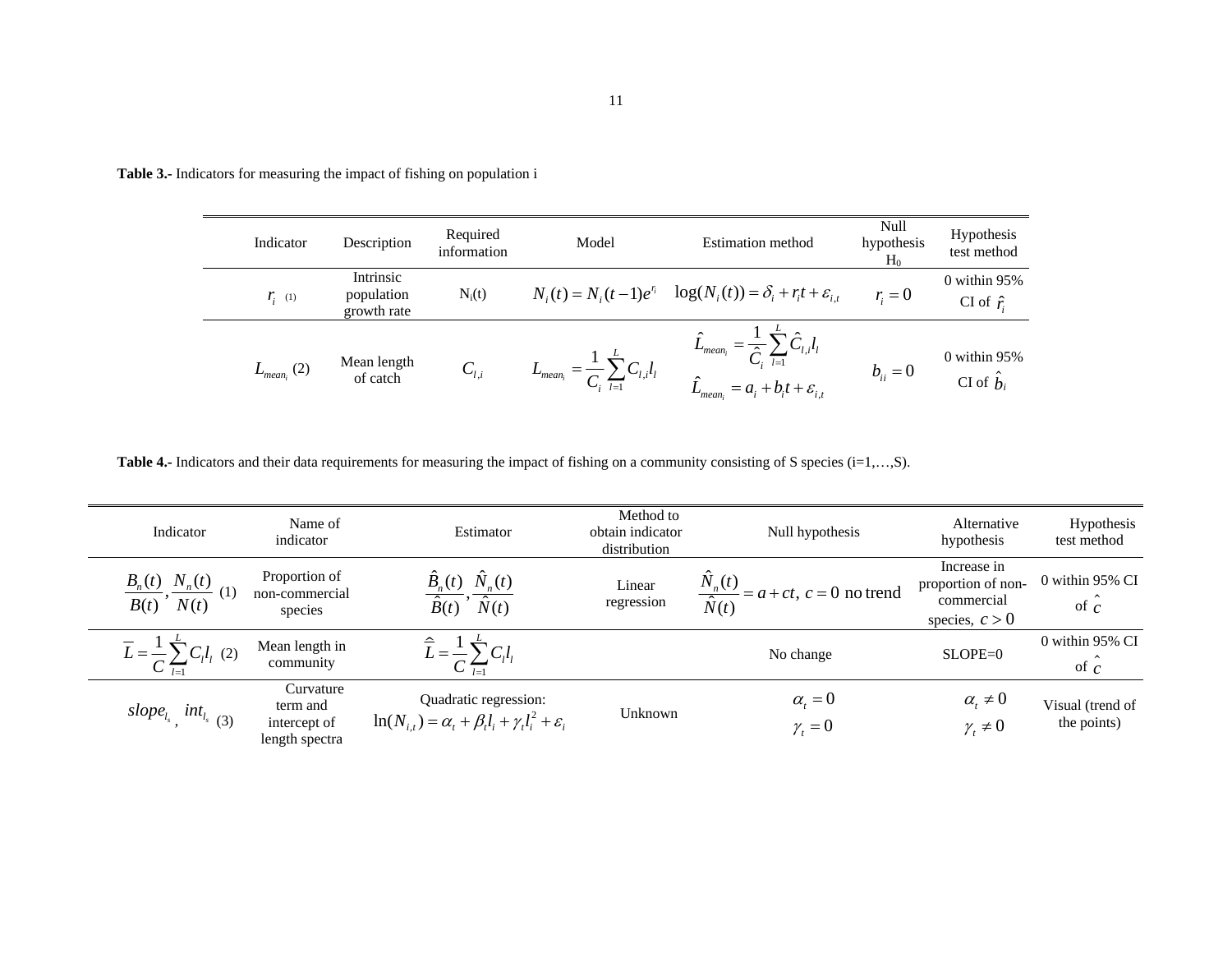**Table 3.-** Indicators for measuring the impact of fishing on population i

| Indicator | Description | Required information | Model | Estimation method | Null hypothesis $H_0$ | Hypothesis test method |
|---|---|---|---|---|---|---|
| $r_i$ (1) | Intrinsic population growth rate | $N_i(t)$ | $N_i(t) = N_i(t-1)e^{r_i}$ | $\log(N_i(t)) = \delta_i + r_i t + \varepsilon_{i,t}$ | $r_i = 0$ | 0 within 95% CI of $\hat{r}_i$ |
| $L_{mean_i}$ (2) | Mean length of catch | $C_{l,i}$ | $L_{mean_i} = \frac{1}{C_i}\sum_{l=1}^{L} C_{l,i} l_l$ | $\hat{L}_{mean_i} = \frac{1}{\hat{C}_i}\sum_{l=1}^{L} \hat{C}_{l,i} l_l$ <br> $\hat{L}_{mean_i} = a_i + b_i t + \varepsilon_{i,t}$ | $b_{ii} = 0$ | 0 within 95% CI of $\hat{b}_i$ |

**Table 4.-** Indicators and their data requirements for measuring the impact of fishing on a community consisting of S species (i=1,…,S).

| Indicator | Name of indicator | Estimator | Method to obtain indicator distribution | Null hypothesis | Alternative hypothesis | Hypothesis test method |
|---|---|---|---|---|---|---|
| $\frac{B_n(t)}{B(t)}, \frac{N_n(t)}{N(t)}$ (1) | Proportion of non-commercial species | $\frac{\hat{B}_n(t)}{\hat{B}(t)}, \frac{\hat{N}_n(t)}{\hat{N}(t)}$ | Linear regression | $\frac{\hat{N}_n(t)}{\hat{N}(t)} = a + ct,\ c = 0$ no trend | Increase in proportion of non-commercial species, $c > 0$ | 0 within 95% CI of $\hat{c}$ |
| $\overline{L} = \frac{1}{C}\sum_{l=1}^{L} C_l l_l$ (2) | Mean length in community | $\hat{\overline{L}} = \frac{1}{C}\sum_{l=1}^{L} C_l l_l$ | | No change | SLOPE=0 | 0 within 95% CI of $\hat{c}$ |
| $slope_{l_s}$, $int_{l_s}$ (3) | Curvature term and intercept of length spectra | Quadratic regression: $\ln(N_{i,t}) = \alpha_t + \beta_t l_i + \gamma_t l_i^2 + \varepsilon_i$ | Unknown | $\alpha_t = 0$ <br> $\gamma_t = 0$ | $\alpha_t \neq 0$ <br> $\gamma_t \neq 0$ | Visual (trend of the points) |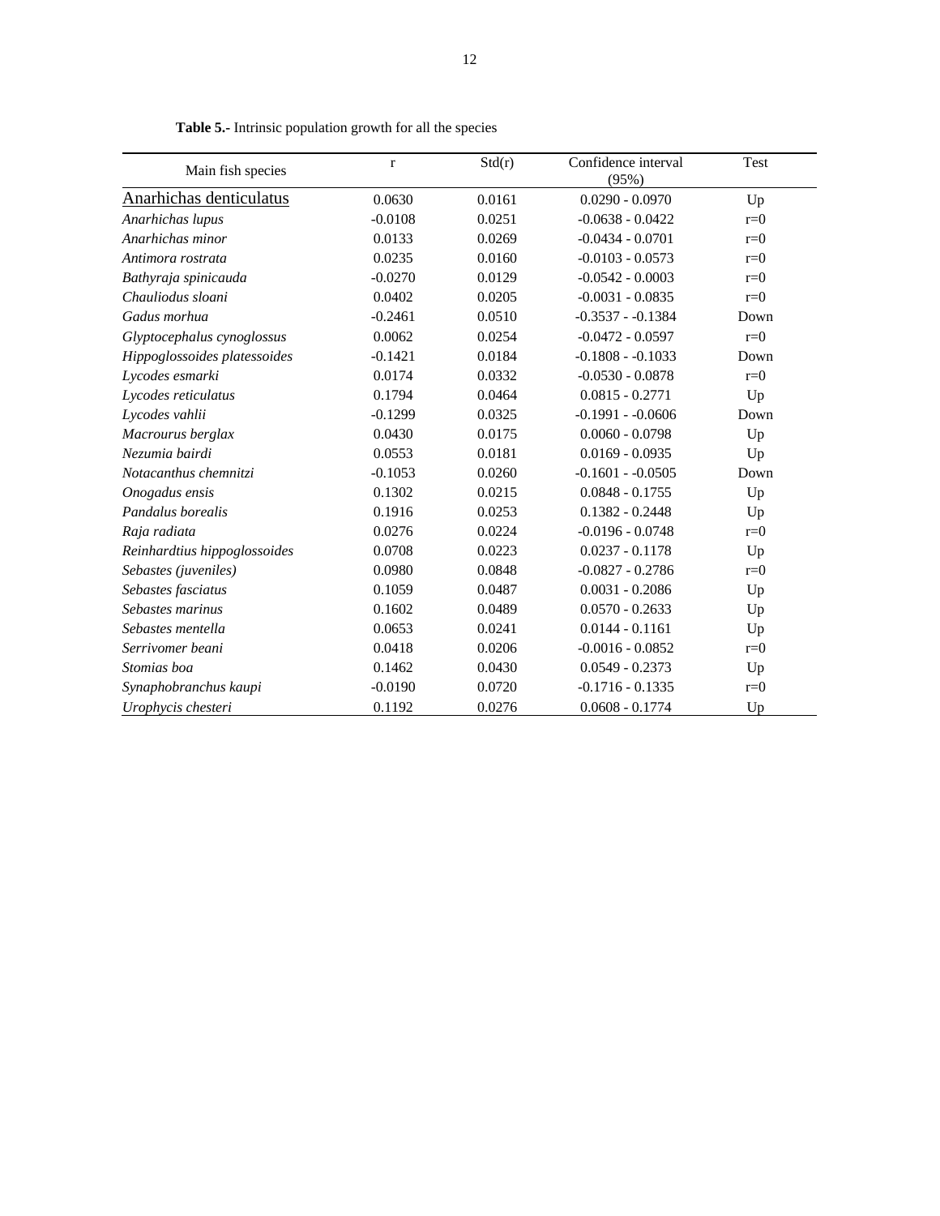**Table 5.-** Intrinsic population growth for all the species

| Main fish species | r | Std(r) | Confidence interval (95%) | Test |
|---|---|---|---|---|
| Anarhichas denticulatus | 0.0630 | 0.0161 | 0.0290 - 0.0970 | Up |
| *Anarhichas lupus* | -0.0108 | 0.0251 | -0.0638 - 0.0422 | r=0 |
| *Anarhichas minor* | 0.0133 | 0.0269 | -0.0434 - 0.0701 | r=0 |
| *Antimora rostrata* | 0.0235 | 0.0160 | -0.0103 - 0.0573 | r=0 |
| *Bathyraja spinicauda* | -0.0270 | 0.0129 | -0.0542 - 0.0003 | r=0 |
| *Chauliodus sloani* | 0.0402 | 0.0205 | -0.0031 - 0.0835 | r=0 |
| *Gadus morhua* | -0.2461 | 0.0510 | -0.3537 - -0.1384 | Down |
| *Glyptocephalus cynoglossus* | 0.0062 | 0.0254 | -0.0472 - 0.0597 | r=0 |
| *Hippoglossoides platessoides* | -0.1421 | 0.0184 | -0.1808 - -0.1033 | Down |
| *Lycodes esmarki* | 0.0174 | 0.0332 | -0.0530 - 0.0878 | r=0 |
| *Lycodes reticulatus* | 0.1794 | 0.0464 | 0.0815 - 0.2771 | Up |
| *Lycodes vahlii* | -0.1299 | 0.0325 | -0.1991 - -0.0606 | Down |
| *Macrourus berglax* | 0.0430 | 0.0175 | 0.0060 - 0.0798 | Up |
| *Nezumia bairdi* | 0.0553 | 0.0181 | 0.0169 - 0.0935 | Up |
| *Notacanthus chemnitzi* | -0.1053 | 0.0260 | -0.1601 - -0.0505 | Down |
| *Onogadus ensis* | 0.1302 | 0.0215 | 0.0848 - 0.1755 | Up |
| *Pandalus borealis* | 0.1916 | 0.0253 | 0.1382 - 0.2448 | Up |
| *Raja radiata* | 0.0276 | 0.0224 | -0.0196 - 0.0748 | r=0 |
| *Reinhardtius hippoglossoides* | 0.0708 | 0.0223 | 0.0237 - 0.1178 | Up |
| *Sebastes (juveniles)* | 0.0980 | 0.0848 | -0.0827 - 0.2786 | r=0 |
| *Sebastes fasciatus* | 0.1059 | 0.0487 | 0.0031 - 0.2086 | Up |
| *Sebastes marinus* | 0.1602 | 0.0489 | 0.0570 - 0.2633 | Up |
| *Sebastes mentella* | 0.0653 | 0.0241 | 0.0144 - 0.1161 | Up |
| *Serrivomer beani* | 0.0418 | 0.0206 | -0.0016 - 0.0852 | r=0 |
| *Stomias boa* | 0.1462 | 0.0430 | 0.0549 - 0.2373 | Up |
| *Synaphobranchus kaupi* | -0.0190 | 0.0720 | -0.1716 - 0.1335 | r=0 |
| *Urophycis chesteri* | 0.1192 | 0.0276 | 0.0608 - 0.1774 | Up |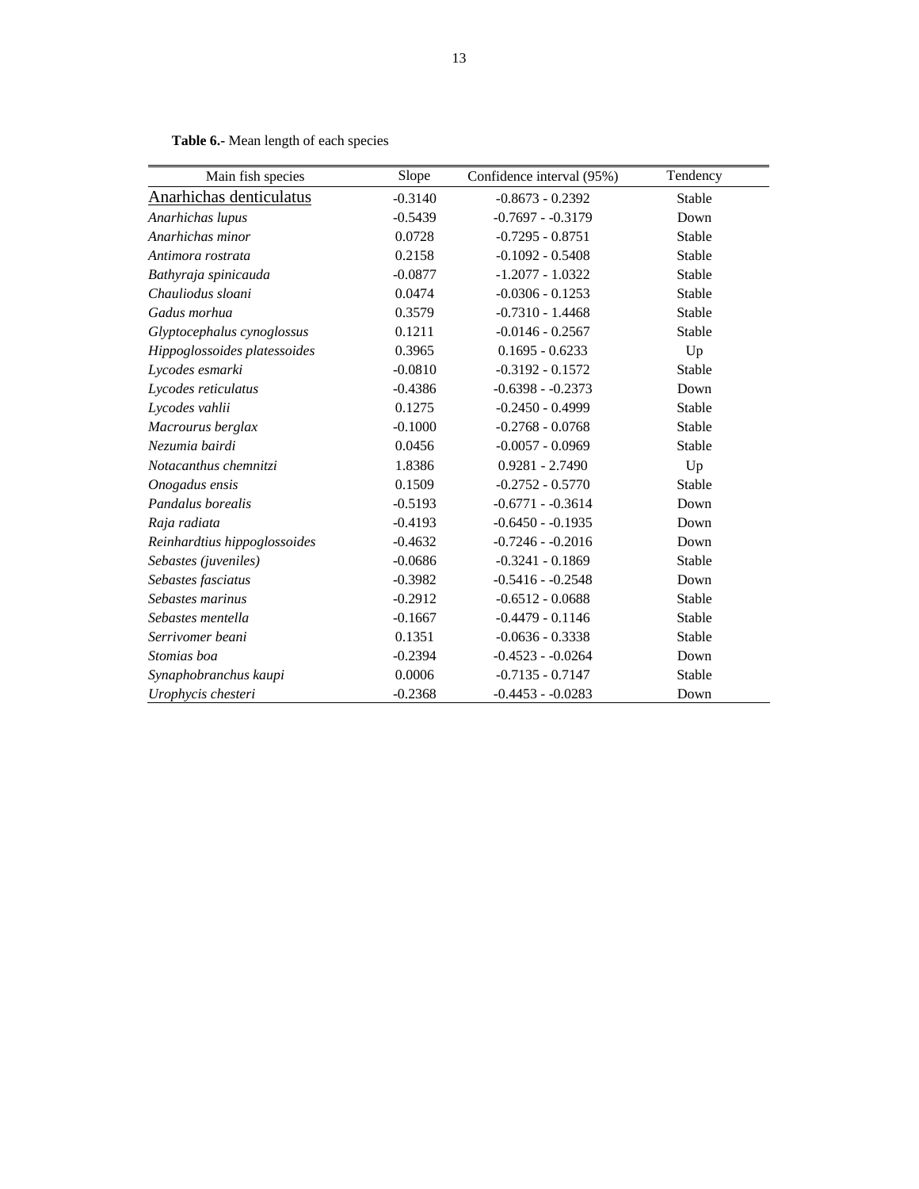**Table 6.-** Mean length of each species

| Main fish species | Slope | Confidence interval (95%) | Tendency |
|---|---|---|---|
| Anarhichas denticulatus | -0.3140 | -0.8673 - 0.2392 | Stable |
| *Anarhichas lupus* | -0.5439 | -0.7697 - -0.3179 | Down |
| *Anarhichas minor* | 0.0728 | -0.7295 - 0.8751 | Stable |
| *Antimora rostrata* | 0.2158 | -0.1092 - 0.5408 | Stable |
| *Bathyraja spinicauda* | -0.0877 | -1.2077 - 1.0322 | Stable |
| *Chauliodus sloani* | 0.0474 | -0.0306 - 0.1253 | Stable |
| *Gadus morhua* | 0.3579 | -0.7310 - 1.4468 | Stable |
| *Glyptocephalus cynoglossus* | 0.1211 | -0.0146 - 0.2567 | Stable |
| *Hippoglossoides platessoides* | 0.3965 | 0.1695 - 0.6233 | Up |
| *Lycodes esmarki* | -0.0810 | -0.3192 - 0.1572 | Stable |
| *Lycodes reticulatus* | -0.4386 | -0.6398 - -0.2373 | Down |
| *Lycodes vahlii* | 0.1275 | -0.2450 - 0.4999 | Stable |
| *Macrourus berglax* | -0.1000 | -0.2768 - 0.0768 | Stable |
| *Nezumia bairdi* | 0.0456 | -0.0057 - 0.0969 | Stable |
| *Notacanthus chemnitzi* | 1.8386 | 0.9281 - 2.7490 | Up |
| *Onogadus ensis* | 0.1509 | -0.2752 - 0.5770 | Stable |
| *Pandalus borealis* | -0.5193 | -0.6771 - -0.3614 | Down |
| *Raja radiata* | -0.4193 | -0.6450 - -0.1935 | Down |
| *Reinhardtius hippoglossoides* | -0.4632 | -0.7246 - -0.2016 | Down |
| *Sebastes (juveniles)* | -0.0686 | -0.3241 - 0.1869 | Stable |
| *Sebastes fasciatus* | -0.3982 | -0.5416 - -0.2548 | Down |
| *Sebastes marinus* | -0.2912 | -0.6512 - 0.0688 | Stable |
| *Sebastes mentella* | -0.1667 | -0.4479 - 0.1146 | Stable |
| *Serrivomer beani* | 0.1351 | -0.0636 - 0.3338 | Stable |
| *Stomias boa* | -0.2394 | -0.4523 - -0.0264 | Down |
| *Synaphobranchus kaupi* | 0.0006 | -0.7135 - 0.7147 | Stable |
| *Urophycis chesteri* | -0.2368 | -0.4453 - -0.0283 | Down |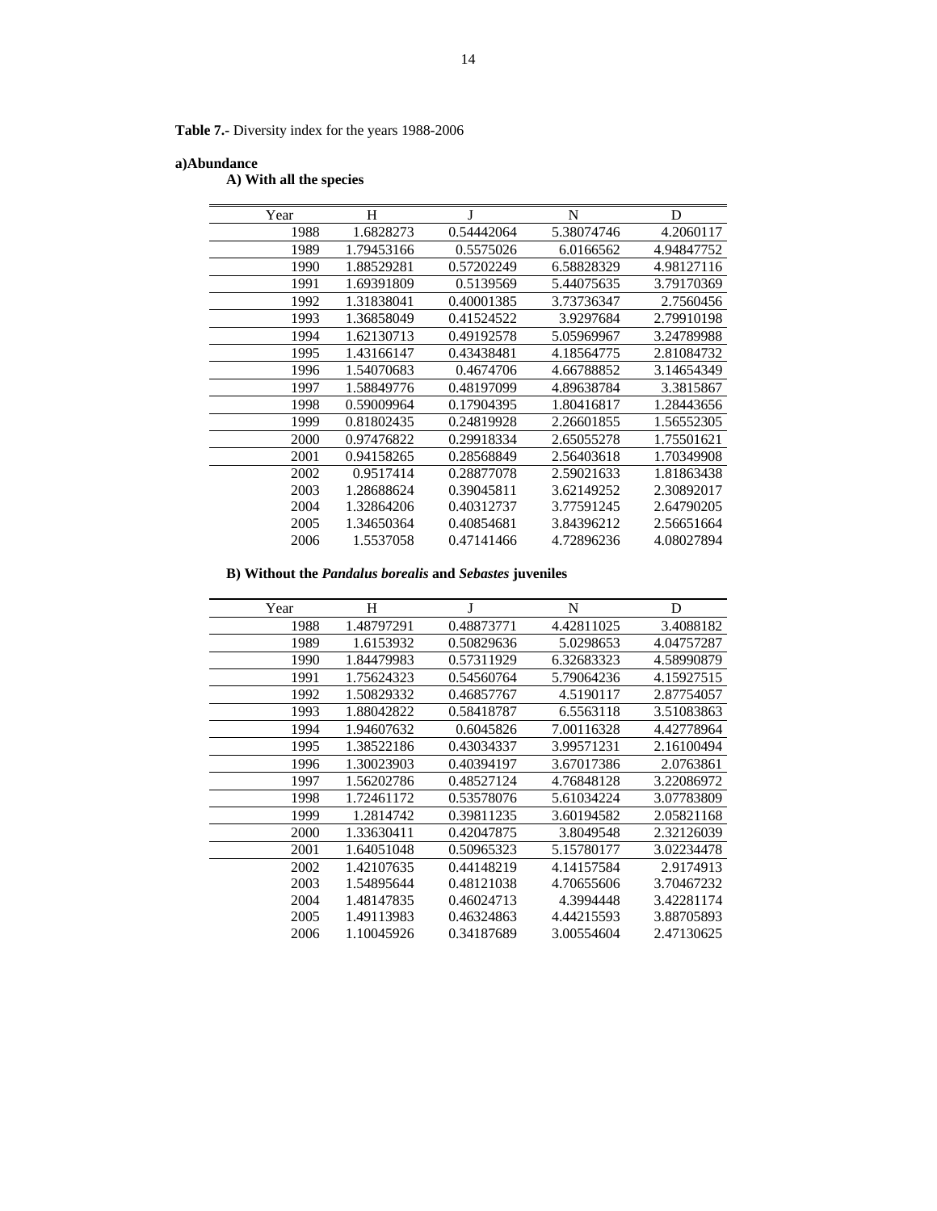**Table 7.-** Diversity index for the years 1988-2006

**a)Abundance**

**A) With all the species**

| Year | H | J | N | D |
|---|---|---|---|---|
| 1988 | 1.6828273 | 0.54442064 | 5.38074746 | 4.2060117 |
| 1989 | 1.79453166 | 0.5575026 | 6.0166562 | 4.94847752 |
| 1990 | 1.88529281 | 0.57202249 | 6.58828329 | 4.98127116 |
| 1991 | 1.69391809 | 0.5139569 | 5.44075635 | 3.79170369 |
| 1992 | 1.31838041 | 0.40001385 | 3.73736347 | 2.7560456 |
| 1993 | 1.36858049 | 0.41524522 | 3.9297684 | 2.79910198 |
| 1994 | 1.62130713 | 0.49192578 | 5.05969967 | 3.24789988 |
| 1995 | 1.43166147 | 0.43438481 | 4.18564775 | 2.81084732 |
| 1996 | 1.54070683 | 0.4674706 | 4.66788852 | 3.14654349 |
| 1997 | 1.58849776 | 0.48197099 | 4.89638784 | 3.3815867 |
| 1998 | 0.59009964 | 0.17904395 | 1.80416817 | 1.28443656 |
| 1999 | 0.81802435 | 0.24819928 | 2.26601855 | 1.56552305 |
| 2000 | 0.97476822 | 0.29918334 | 2.65055278 | 1.75501621 |
| 2001 | 0.94158265 | 0.28568849 | 2.56403618 | 1.70349908 |
| 2002 | 0.9517414 | 0.28877078 | 2.59021633 | 1.81863438 |
| 2003 | 1.28688624 | 0.39045811 | 3.62149252 | 2.30892017 |
| 2004 | 1.32864206 | 0.40312737 | 3.77591245 | 2.64790205 |
| 2005 | 1.34650364 | 0.40854681 | 3.84396212 | 2.56651664 |
| 2006 | 1.5537058 | 0.47141466 | 4.72896236 | 4.08027894 |

**B) Without the *Pandalus borealis* and *Sebastes* juveniles**

| Year | H | J | N | D |
|---|---|---|---|---|
| 1988 | 1.48797291 | 0.48873771 | 4.42811025 | 3.4088182 |
| 1989 | 1.6153932 | 0.50829636 | 5.0298653 | 4.04757287 |
| 1990 | 1.84479983 | 0.57311929 | 6.32683323 | 4.58990879 |
| 1991 | 1.75624323 | 0.54560764 | 5.79064236 | 4.15927515 |
| 1992 | 1.50829332 | 0.46857767 | 4.5190117 | 2.87754057 |
| 1993 | 1.88042822 | 0.58418787 | 6.5563118 | 3.51083863 |
| 1994 | 1.94607632 | 0.6045826 | 7.00116328 | 4.42778964 |
| 1995 | 1.38522186 | 0.43034337 | 3.99571231 | 2.16100494 |
| 1996 | 1.30023903 | 0.40394197 | 3.67017386 | 2.0763861 |
| 1997 | 1.56202786 | 0.48527124 | 4.76848128 | 3.22086972 |
| 1998 | 1.72461172 | 0.53578076 | 5.61034224 | 3.07783809 |
| 1999 | 1.2814742 | 0.39811235 | 3.60194582 | 2.05821168 |
| 2000 | 1.33630411 | 0.42047875 | 3.8049548 | 2.32126039 |
| 2001 | 1.64051048 | 0.50965323 | 5.15780177 | 3.02234478 |
| 2002 | 1.42107635 | 0.44148219 | 4.14157584 | 2.9174913 |
| 2003 | 1.54895644 | 0.48121038 | 4.70655606 | 3.70467232 |
| 2004 | 1.48147835 | 0.46024713 | 4.3994448 | 3.42281174 |
| 2005 | 1.49113983 | 0.46324863 | 4.44215593 | 3.88705893 |
| 2006 | 1.10045926 | 0.34187689 | 3.00554604 | 2.47130625 |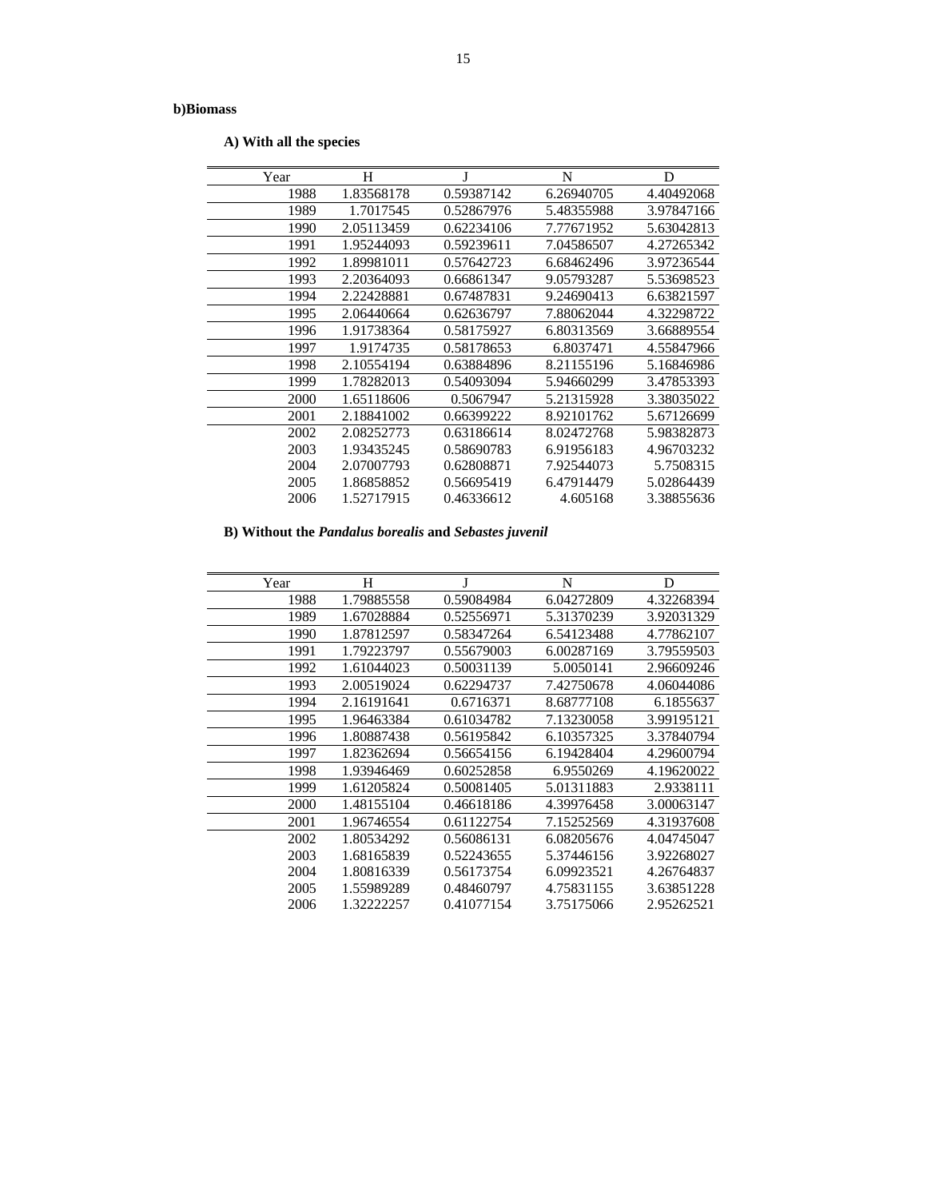**b)Biomass**

**A) With all the species**

| Year | H | J | N | D |
|---|---|---|---|---|
| 1988 | 1.83568178 | 0.59387142 | 6.26940705 | 4.40492068 |
| 1989 | 1.7017545 | 0.52867976 | 5.48355988 | 3.97847166 |
| 1990 | 2.05113459 | 0.62234106 | 7.77671952 | 5.63042813 |
| 1991 | 1.95244093 | 0.59239611 | 7.04586507 | 4.27265342 |
| 1992 | 1.89981011 | 0.57642723 | 6.68462496 | 3.97236544 |
| 1993 | 2.20364093 | 0.66861347 | 9.05793287 | 5.53698523 |
| 1994 | 2.22428881 | 0.67487831 | 9.24690413 | 6.63821597 |
| 1995 | 2.06440664 | 0.62636797 | 7.88062044 | 4.32298722 |
| 1996 | 1.91738364 | 0.58175927 | 6.80313569 | 3.66889554 |
| 1997 | 1.9174735 | 0.58178653 | 6.8037471 | 4.55847966 |
| 1998 | 2.10554194 | 0.63884896 | 8.21155196 | 5.16846986 |
| 1999 | 1.78282013 | 0.54093094 | 5.94660299 | 3.47853393 |
| 2000 | 1.65118606 | 0.5067947 | 5.21315928 | 3.38035022 |
| 2001 | 2.18841002 | 0.66399222 | 8.92101762 | 5.67126699 |
| 2002 | 2.08252773 | 0.63186614 | 8.02472768 | 5.98382873 |
| 2003 | 1.93435245 | 0.58690783 | 6.91956183 | 4.96703232 |
| 2004 | 2.07007793 | 0.62808871 | 7.92544073 | 5.7508315 |
| 2005 | 1.86858852 | 0.56695419 | 6.47914479 | 5.02864439 |
| 2006 | 1.52717915 | 0.46336612 | 4.605168 | 3.38855636 |

**B) Without the *Pandalus borealis* and *Sebastes juvenil***

| Year | H | J | N | D |
|---|---|---|---|---|
| 1988 | 1.79885558 | 0.59084984 | 6.04272809 | 4.32268394 |
| 1989 | 1.67028884 | 0.52556971 | 5.31370239 | 3.92031329 |
| 1990 | 1.87812597 | 0.58347264 | 6.54123488 | 4.77862107 |
| 1991 | 1.79223797 | 0.55679003 | 6.00287169 | 3.79559503 |
| 1992 | 1.61044023 | 0.50031139 | 5.0050141 | 2.96609246 |
| 1993 | 2.00519024 | 0.62294737 | 7.42750678 | 4.06044086 |
| 1994 | 2.16191641 | 0.6716371 | 8.68777108 | 6.1855637 |
| 1995 | 1.96463384 | 0.61034782 | 7.13230058 | 3.99195121 |
| 1996 | 1.80887438 | 0.56195842 | 6.10357325 | 3.37840794 |
| 1997 | 1.82362694 | 0.56654156 | 6.19428404 | 4.29600794 |
| 1998 | 1.93946469 | 0.60252858 | 6.9550269 | 4.19620022 |
| 1999 | 1.61205824 | 0.50081405 | 5.01311883 | 2.9338111 |
| 2000 | 1.48155104 | 0.46618186 | 4.39976458 | 3.00063147 |
| 2001 | 1.96746554 | 0.61122754 | 7.15252569 | 4.31937608 |
| 2002 | 1.80534292 | 0.56086131 | 6.08205676 | 4.04745047 |
| 2003 | 1.68165839 | 0.52243655 | 5.37446156 | 3.92268027 |
| 2004 | 1.80816339 | 0.56173754 | 6.09923521 | 4.26764837 |
| 2005 | 1.55989289 | 0.48460797 | 4.75831155 | 3.63851228 |
| 2006 | 1.32222257 | 0.41077154 | 3.75175066 | 2.95262521 |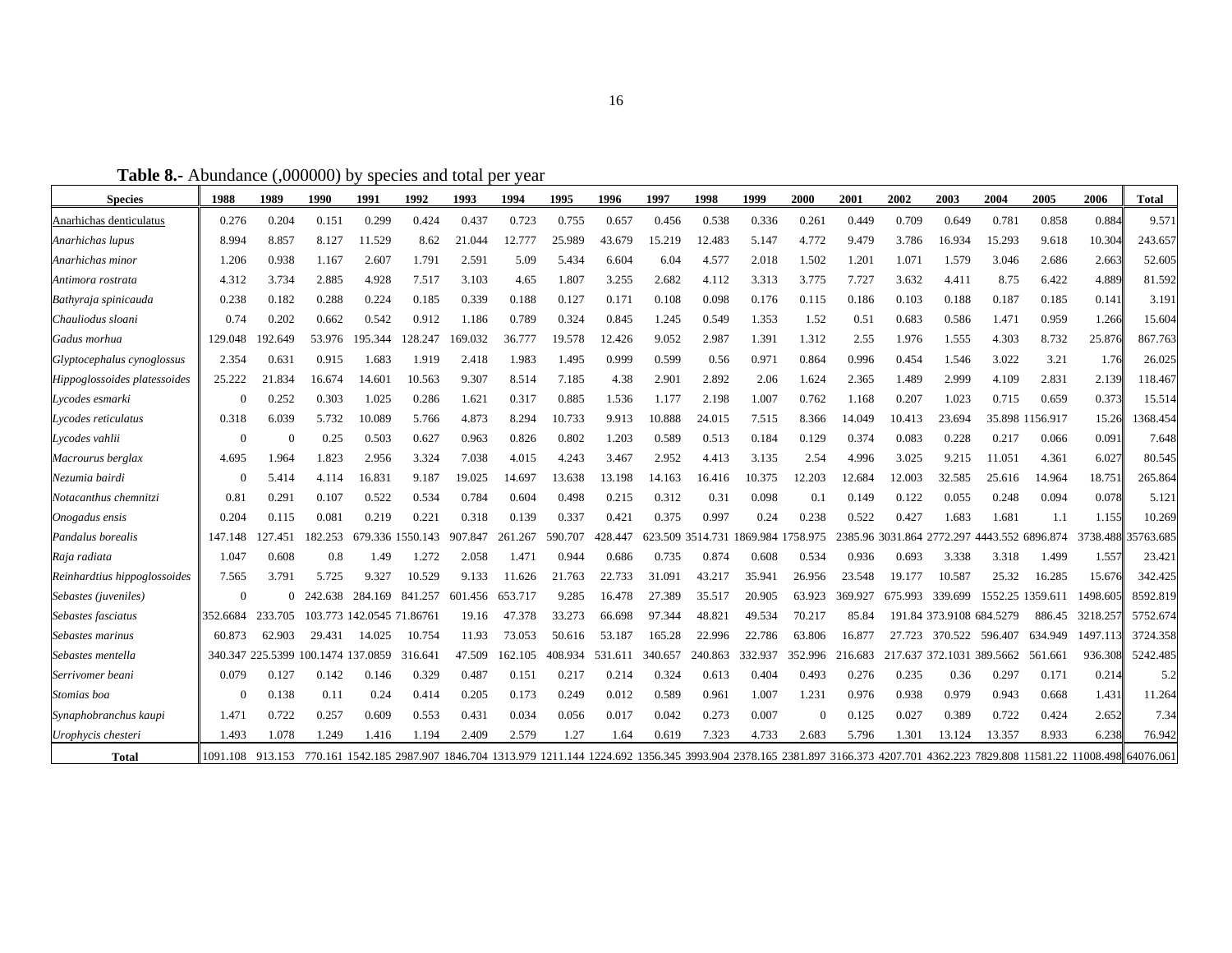**Table 8.-** Abundance (,000000) by species and total per year

| Species | 1988 | 1989 | 1990 | 1991 | 1992 | 1993 | 1994 | 1995 | 1996 | 1997 | 1998 | 1999 | 2000 | 2001 | 2002 | 2003 | 2004 | 2005 | 2006 | Total |
|---|---|---|---|---|---|---|---|---|---|---|---|---|---|---|---|---|---|---|---|---|
| Anarhichas denticulatus | 0.276 | 0.204 | 0.151 | 0.299 | 0.424 | 0.437 | 0.723 | 0.755 | 0.657 | 0.456 | 0.538 | 0.336 | 0.261 | 0.449 | 0.709 | 0.649 | 0.781 | 0.858 | 0.884 | 9.571 |
| *Anarhichas lupus* | 8.994 | 8.857 | 8.127 | 11.529 | 8.62 | 21.044 | 12.777 | 25.989 | 43.679 | 15.219 | 12.483 | 5.147 | 4.772 | 9.479 | 3.786 | 16.934 | 15.293 | 9.618 | 10.304 | 243.657 |
| *Anarhichas minor* | 1.206 | 0.938 | 1.167 | 2.607 | 1.791 | 2.591 | 5.09 | 5.434 | 6.604 | 6.04 | 4.577 | 2.018 | 1.502 | 1.201 | 1.071 | 1.579 | 3.046 | 2.686 | 2.663 | 52.605 |
| *Antimora rostrata* | 4.312 | 3.734 | 2.885 | 4.928 | 7.517 | 3.103 | 4.65 | 1.807 | 3.255 | 2.682 | 4.112 | 3.313 | 3.775 | 7.727 | 3.632 | 4.411 | 8.75 | 6.422 | 4.889 | 81.592 |
| *Bathyraja spinicauda* | 0.238 | 0.182 | 0.288 | 0.224 | 0.185 | 0.339 | 0.188 | 0.127 | 0.171 | 0.108 | 0.098 | 0.176 | 0.115 | 0.186 | 0.103 | 0.188 | 0.187 | 0.185 | 0.141 | 3.191 |
| *Chauliodus sloani* | 0.74 | 0.202 | 0.662 | 0.542 | 0.912 | 1.186 | 0.789 | 0.324 | 0.845 | 1.245 | 0.549 | 1.353 | 1.52 | 0.51 | 0.683 | 0.586 | 1.471 | 0.959 | 1.266 | 15.604 |
| *Gadus morhua* | 129.048 | 192.649 | 53.976 | 195.344 | 128.247 | 169.032 | 36.777 | 19.578 | 12.426 | 9.052 | 2.987 | 1.391 | 1.312 | 2.55 | 1.976 | 1.555 | 4.303 | 8.732 | 25.876 | 867.763 |
| *Glyptocephalus cynoglossus* | 2.354 | 0.631 | 0.915 | 1.683 | 1.919 | 2.418 | 1.983 | 1.495 | 0.999 | 0.599 | 0.56 | 0.971 | 0.864 | 0.996 | 0.454 | 1.546 | 3.022 | 3.21 | 1.76 | 26.025 |
| *Hippoglossoides platessoides* | 25.222 | 21.834 | 16.674 | 14.601 | 10.563 | 9.307 | 8.514 | 7.185 | 4.38 | 2.901 | 2.892 | 2.06 | 1.624 | 2.365 | 1.489 | 2.999 | 4.109 | 2.831 | 2.139 | 118.467 |
| *Lycodes esmarki* | 0 | 0.252 | 0.303 | 1.025 | 0.286 | 1.621 | 0.317 | 0.885 | 1.536 | 1.177 | 2.198 | 1.007 | 0.762 | 1.168 | 0.207 | 1.023 | 0.715 | 0.659 | 0.373 | 15.514 |
| *Lycodes reticulatus* | 0.318 | 6.039 | 5.732 | 10.089 | 5.766 | 4.873 | 8.294 | 10.733 | 9.913 | 10.888 | 24.015 | 7.515 | 8.366 | 14.049 | 10.413 | 23.694 | 35.898 | 1156.917 | 15.26 | 1368.454 |
| *Lycodes vahlii* | 0 | 0 | 0.25 | 0.503 | 0.627 | 0.963 | 0.826 | 0.802 | 1.203 | 0.589 | 0.513 | 0.184 | 0.129 | 0.374 | 0.083 | 0.228 | 0.217 | 0.066 | 0.091 | 7.648 |
| *Macrourus berglax* | 4.695 | 1.964 | 1.823 | 2.956 | 3.324 | 7.038 | 4.015 | 4.243 | 3.467 | 2.952 | 4.413 | 3.135 | 2.54 | 4.996 | 3.025 | 9.215 | 11.051 | 4.361 | 6.027 | 80.545 |
| *Nezumia bairdi* | 0 | 5.414 | 4.114 | 16.831 | 9.187 | 19.025 | 14.697 | 13.638 | 13.198 | 14.163 | 16.416 | 10.375 | 12.203 | 12.684 | 12.003 | 32.585 | 25.616 | 14.964 | 18.751 | 265.864 |
| *Notacanthus chemnitzi* | 0.81 | 0.291 | 0.107 | 0.522 | 0.534 | 0.784 | 0.604 | 0.498 | 0.215 | 0.312 | 0.31 | 0.098 | 0.1 | 0.149 | 0.122 | 0.055 | 0.248 | 0.094 | 0.078 | 5.121 |
| *Onogadus ensis* | 0.204 | 0.115 | 0.081 | 0.219 | 0.221 | 0.318 | 0.139 | 0.337 | 0.421 | 0.375 | 0.997 | 0.24 | 0.238 | 0.522 | 0.427 | 1.683 | 1.681 | 1.1 | 1.155 | 10.269 |
| *Pandalus borealis* | 147.148 | 127.451 | 182.253 | 679.336 | 1550.143 | 907.847 | 261.267 | 590.707 | 428.447 | 623.509 | 3514.731 | 1869.984 | 1758.975 | 2385.96 | 3031.864 | 2772.297 | 4443.552 | 6896.874 | 3738.488 | 35763.685 |
| *Raja radiata* | 1.047 | 0.608 | 0.8 | 1.49 | 1.272 | 2.058 | 1.471 | 0.944 | 0.686 | 0.735 | 0.874 | 0.608 | 0.534 | 0.936 | 0.693 | 3.338 | 3.318 | 1.499 | 1.557 | 23.421 |
| *Reinhardtius hippoglossoides* | 7.565 | 3.791 | 5.725 | 9.327 | 10.529 | 9.133 | 11.626 | 21.763 | 22.733 | 31.091 | 43.217 | 35.941 | 26.956 | 23.548 | 19.177 | 10.587 | 25.32 | 16.285 | 15.676 | 342.425 |
| *Sebastes (juveniles)* | 0 | 0 | 242.638 | 284.169 | 841.257 | 601.456 | 653.717 | 9.285 | 16.478 | 27.389 | 35.517 | 20.905 | 63.923 | 369.927 | 675.993 | 339.699 | 1552.25 | 1359.611 | 1498.605 | 8592.819 |
| *Sebastes fasciatus* | 352.6684 | 233.705 | 103.773 | 142.0545 | 71.86761 | 19.16 | 47.378 | 33.273 | 66.698 | 97.344 | 48.821 | 49.534 | 70.217 | 85.84 | 191.84 | 373.9108 | 684.5279 | 886.45 | 3218.257 | 5752.674 |
| *Sebastes marinus* | 60.873 | 62.903 | 29.431 | 14.025 | 10.754 | 11.93 | 73.053 | 50.616 | 53.187 | 165.28 | 22.996 | 22.786 | 63.806 | 16.877 | 27.723 | 370.522 | 596.407 | 634.949 | 1497.113 | 3724.358 |
| *Sebastes mentella* | 340.347 | 225.5399 | 100.1474 | 137.0859 | 316.641 | 47.509 | 162.105 | 408.934 | 531.611 | 340.657 | 240.863 | 332.937 | 352.996 | 216.683 | 217.637 | 372.1031 | 389.5662 | 561.661 | 936.308 | 5242.485 |
| *Serrivomer beani* | 0.079 | 0.127 | 0.142 | 0.146 | 0.329 | 0.487 | 0.151 | 0.217 | 0.214 | 0.324 | 0.613 | 0.404 | 0.493 | 0.276 | 0.235 | 0.36 | 0.297 | 0.171 | 0.214 | 5.2 |
| *Stomias boa* | 0 | 0.138 | 0.11 | 0.24 | 0.414 | 0.205 | 0.173 | 0.249 | 0.012 | 0.589 | 0.961 | 1.007 | 1.231 | 0.976 | 0.938 | 0.979 | 0.943 | 0.668 | 1.431 | 11.264 |
| *Synaphobranchus kaupi* | 1.471 | 0.722 | 0.257 | 0.609 | 0.553 | 0.431 | 0.034 | 0.056 | 0.017 | 0.042 | 0.273 | 0.007 | 0 | 0.125 | 0.027 | 0.389 | 0.722 | 0.424 | 2.652 | 7.34 |
| *Urophycis chesteri* | 1.493 | 1.078 | 1.249 | 1.416 | 1.194 | 2.409 | 2.579 | 1.27 | 1.64 | 0.619 | 7.323 | 4.733 | 2.683 | 5.796 | 1.301 | 13.124 | 13.357 | 8.933 | 6.238 | 76.942 |
| **Total** | 1091.108 | 913.153 | 770.161 | 1542.185 | 2987.907 | 1846.704 | 1313.979 | 1211.144 | 1224.692 | 1356.345 | 3993.904 | 2378.165 | 2381.897 | 3166.373 | 4207.701 | 4362.223 | 7829.808 | 11581.22 | 11008.498 | 64076.061 |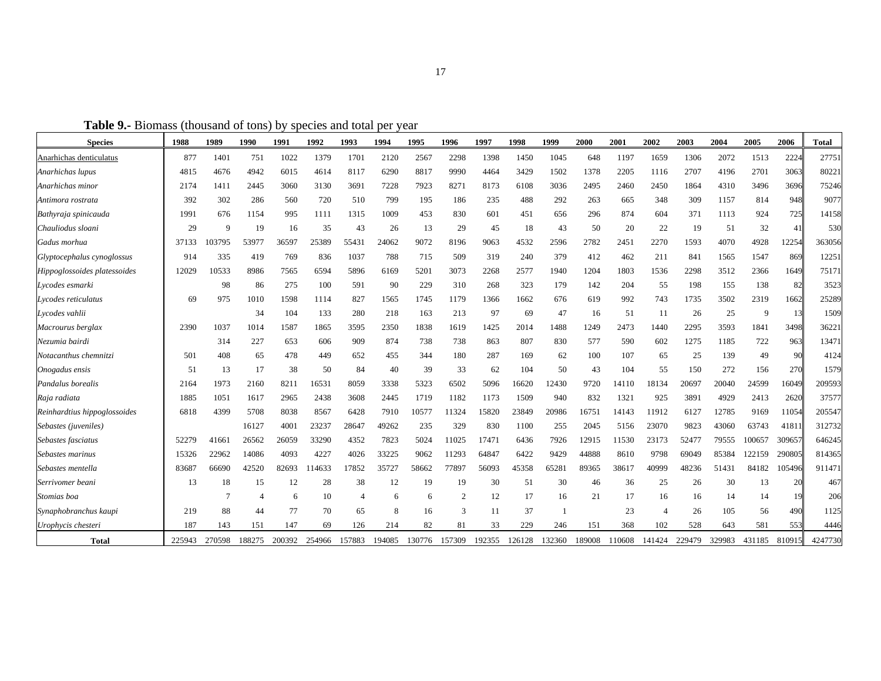**Table 9.-** Biomass (thousand of tons) by species and total per year

| Species | 1988 | 1989 | 1990 | 1991 | 1992 | 1993 | 1994 | 1995 | 1996 | 1997 | 1998 | 1999 | 2000 | 2001 | 2002 | 2003 | 2004 | 2005 | 2006 | Total |
|---|---|---|---|---|---|---|---|---|---|---|---|---|---|---|---|---|---|---|---|---|
| Anarhichas denticulatus | 877 | 1401 | 751 | 1022 | 1379 | 1701 | 2120 | 2567 | 2298 | 1398 | 1450 | 1045 | 648 | 1197 | 1659 | 1306 | 2072 | 1513 | 2224 | 27751 |
| *Anarhichas lupus* | 4815 | 4676 | 4942 | 6015 | 4614 | 8117 | 6290 | 8817 | 9990 | 4464 | 3429 | 1502 | 1378 | 2205 | 1116 | 2707 | 4196 | 2701 | 3063 | 80221 |
| *Anarhichas minor* | 2174 | 1411 | 2445 | 3060 | 3130 | 3691 | 7228 | 7923 | 8271 | 8173 | 6108 | 3036 | 2495 | 2460 | 2450 | 1864 | 4310 | 3496 | 3696 | 75246 |
| *Antimora rostrata* | 392 | 302 | 286 | 560 | 720 | 510 | 799 | 195 | 186 | 235 | 488 | 292 | 263 | 665 | 348 | 309 | 1157 | 814 | 948 | 9077 |
| *Bathyraja spinicauda* | 1991 | 676 | 1154 | 995 | 1111 | 1315 | 1009 | 453 | 830 | 601 | 451 | 656 | 296 | 874 | 604 | 371 | 1113 | 924 | 725 | 14158 |
| *Chauliodus sloani* | 29 | 9 | 19 | 16 | 35 | 43 | 26 | 13 | 29 | 45 | 18 | 43 | 50 | 20 | 22 | 19 | 51 | 32 | 41 | 530 |
| *Gadus morhua* | 37133 | 103795 | 53977 | 36597 | 25389 | 55431 | 24062 | 9072 | 8196 | 9063 | 4532 | 2596 | 2782 | 2451 | 2270 | 1593 | 4070 | 4928 | 12254 | 363056 |
| *Glyptocephalus cynoglossus* | 914 | 335 | 419 | 769 | 836 | 1037 | 788 | 715 | 509 | 319 | 240 | 379 | 412 | 462 | 211 | 841 | 1565 | 1547 | 869 | 12251 |
| *Hippoglossoides platessoides* | 12029 | 10533 | 8986 | 7565 | 6594 | 5896 | 6169 | 5201 | 3073 | 2268 | 2577 | 1940 | 1204 | 1803 | 1536 | 2298 | 3512 | 2366 | 1649 | 75171 |
| *Lycodes esmarki* | | 98 | 86 | 275 | 100 | 591 | 90 | 229 | 310 | 268 | 323 | 179 | 142 | 204 | 55 | 198 | 155 | 138 | 82 | 3523 |
| *Lycodes reticulatus* | 69 | 975 | 1010 | 1598 | 1114 | 827 | 1565 | 1745 | 1179 | 1366 | 1662 | 676 | 619 | 992 | 743 | 1735 | 3502 | 2319 | 1662 | 25289 |
| *Lycodes vahlii* | | | 34 | 104 | 133 | 280 | 218 | 163 | 213 | 97 | 69 | 47 | 16 | 51 | 11 | 26 | 25 | 9 | 13 | 1509 |
| *Macrourus berglax* | 2390 | 1037 | 1014 | 1587 | 1865 | 3595 | 2350 | 1838 | 1619 | 1425 | 2014 | 1488 | 1249 | 2473 | 1440 | 2295 | 3593 | 1841 | 3498 | 36221 |
| *Nezumia bairdi* | | 314 | 227 | 653 | 606 | 909 | 874 | 738 | 738 | 863 | 807 | 830 | 577 | 590 | 602 | 1275 | 1185 | 722 | 963 | 13471 |
| *Notacanthus chemnitzi* | 501 | 408 | 65 | 478 | 449 | 652 | 455 | 344 | 180 | 287 | 169 | 62 | 100 | 107 | 65 | 25 | 139 | 49 | 90 | 4124 |
| *Onogadus ensis* | 51 | 13 | 17 | 38 | 50 | 84 | 40 | 39 | 33 | 62 | 104 | 50 | 43 | 104 | 55 | 150 | 272 | 156 | 270 | 1579 |
| *Pandalus borealis* | 2164 | 1973 | 2160 | 8211 | 16531 | 8059 | 3338 | 5323 | 6502 | 5096 | 16620 | 12430 | 9720 | 14110 | 18134 | 20697 | 20040 | 24599 | 16049 | 209593 |
| *Raja radiata* | 1885 | 1051 | 1617 | 2965 | 2438 | 3608 | 2445 | 1719 | 1182 | 1173 | 1509 | 940 | 832 | 1321 | 925 | 3891 | 4929 | 2413 | 2620 | 37577 |
| *Reinhardtius hippoglossoides* | 6818 | 4399 | 5708 | 8038 | 8567 | 6428 | 7910 | 10577 | 11324 | 15820 | 23849 | 20986 | 16751 | 14143 | 11912 | 6127 | 12785 | 9169 | 11054 | 205547 |
| *Sebastes (juveniles)* | | | 16127 | 4001 | 23237 | 28647 | 49262 | 235 | 329 | 830 | 1100 | 255 | 2045 | 5156 | 23070 | 9823 | 43060 | 63743 | 41811 | 312732 |
| *Sebastes fasciatus* | 52279 | 41661 | 26562 | 26059 | 33290 | 4352 | 7823 | 5024 | 11025 | 17471 | 6436 | 7926 | 12915 | 11530 | 23173 | 52477 | 79555 | 100657 | 309657 | 646245 |
| *Sebastes marinus* | 15326 | 22962 | 14086 | 4093 | 4227 | 4026 | 33225 | 9062 | 11293 | 64847 | 6422 | 9429 | 44888 | 8610 | 9798 | 69049 | 85384 | 122159 | 290805 | 814365 |
| *Sebastes mentella* | 83687 | 66690 | 42520 | 82693 | 114633 | 17852 | 35727 | 58662 | 77897 | 56093 | 45358 | 65281 | 89365 | 38617 | 40999 | 48236 | 51431 | 84182 | 105496 | 911471 |
| *Serrivomer beani* | 13 | 18 | 15 | 12 | 28 | 38 | 12 | 19 | 19 | 30 | 51 | 30 | 46 | 36 | 25 | 26 | 30 | 13 | 20 | 467 |
| *Stomias boa* | | 7 | 4 | 6 | 10 | 4 | 6 | 6 | 2 | 12 | 17 | 16 | 21 | 17 | 16 | 16 | 14 | 14 | 19 | 206 |
| *Synaphobranchus kaupi* | 219 | 88 | 44 | 77 | 70 | 65 | 8 | 16 | 3 | 11 | 37 | 1 | | 23 | 4 | 26 | 105 | 56 | 490 | 1125 |
| *Urophycis chesteri* | 187 | 143 | 151 | 147 | 69 | 126 | 214 | 82 | 81 | 33 | 229 | 246 | 151 | 368 | 102 | 528 | 643 | 581 | 553 | 4446 |
| **Total** | 225943 | 270598 | 188275 | 200392 | 254966 | 157883 | 194085 | 130776 | 157309 | 192355 | 126128 | 132360 | 189008 | 110608 | 141424 | 229479 | 329983 | 431185 | 810915 | 4247730 |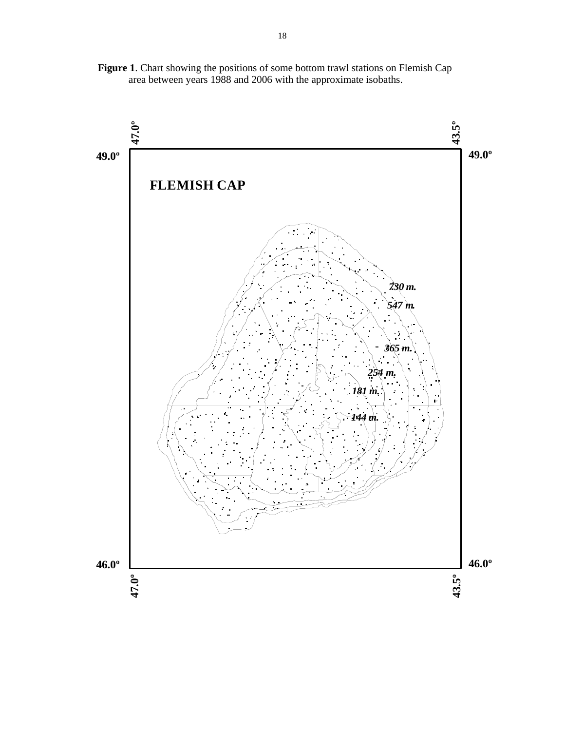**Figure 1**. Chart showing the positions of some bottom trawl stations on Flemish Cap area between years 1988 and 2006 with the approximate isobaths.

47.0º 43.5º

49.0º 49.0º

**FLEMISH CAP**

*730 m.*

*547 m.*

*365 m.*

*254 m.*

*181 m.*

*144 m.*

46.0º 46.0º

47.0º 43.5º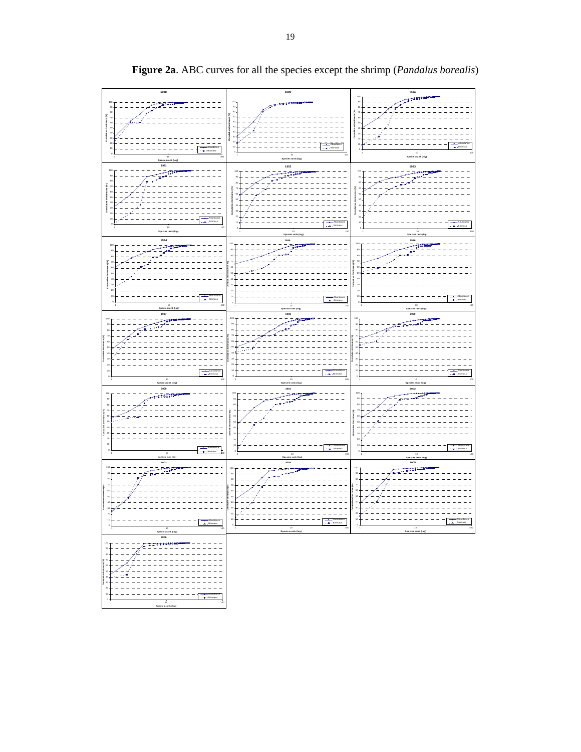**Figure 2a**. ABC curves for all the species except the shrimp (*Pandalus borealis*)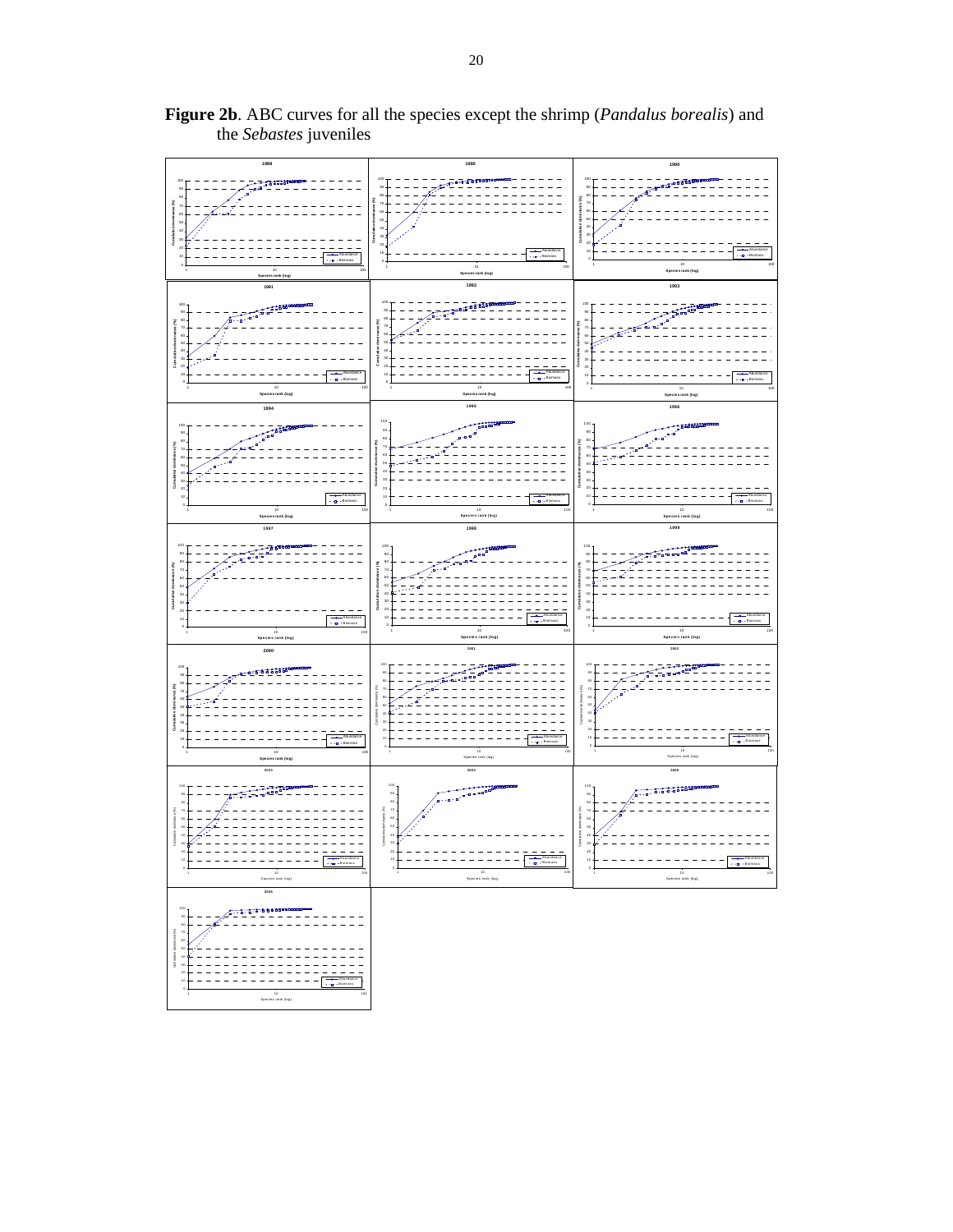**Figure 2b**. ABC curves for all the species except the shrimp (*Pandalus borealis*) and the *Sebastes* juveniles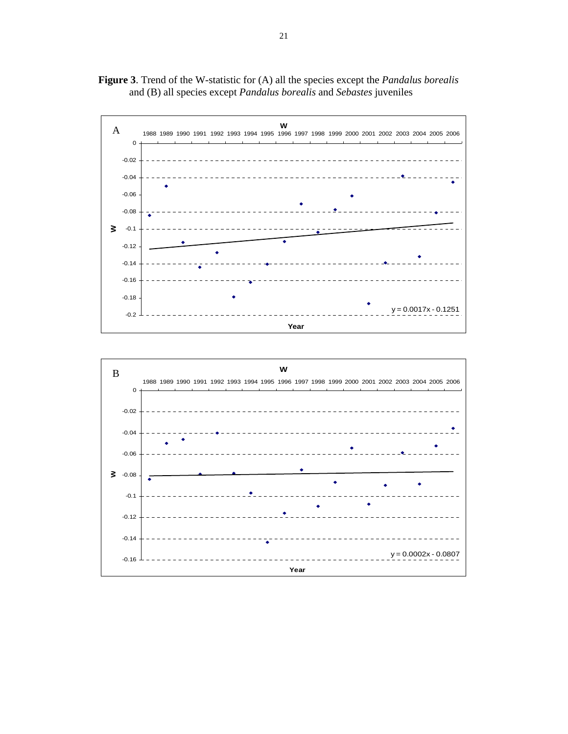**Figure 3**. Trend of the W-statistic for (A) all the species except the *Pandalus borealis* and (B) all species except *Pandalus borealis* and *Sebastes* juveniles

A

W

$y = 0.0017x - 0.1251$

B

W

$y = 0.0002x - 0.0807$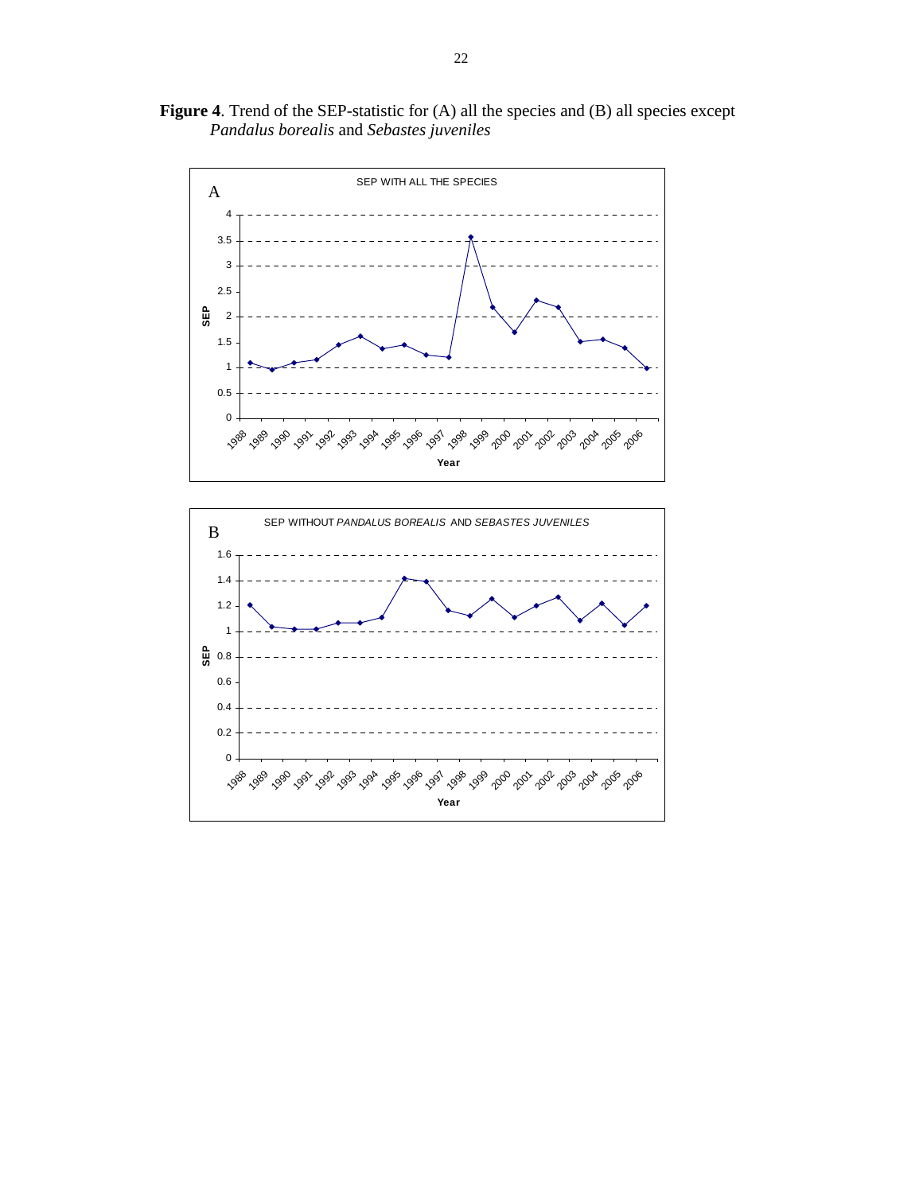**Figure 4**. Trend of the SEP-statistic for (A) all the species and (B) all species except *Pandalus borealis* and *Sebastes juveniles*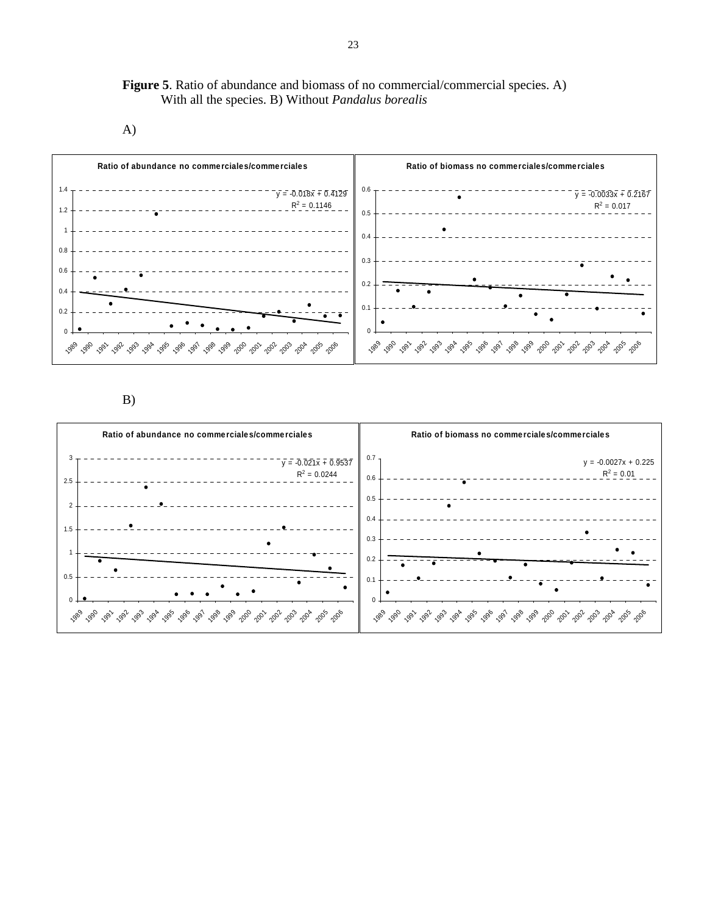**Figure 5**. Ratio of abundance and biomass of no commercial/commercial species. A) With all the species. B) Without *Pandalus borealis*

A)

Ratio of abundance no commerciales/commerciales

$y = -0.018x + 0.4129$
$R^2 = 0.1146$

Ratio of biomass no commerciales/commerciales

$y = -0.0033x + 0.2167$
$R^2 = 0.017$

B)

Ratio of abundance no commerciales/commerciales

$y = -0.021x + 0.9537$
$R^2 = 0.0244$

Ratio of biomass no commerciales/commerciales

$y = -0.0027x + 0.225$
$R^2 = 0.01$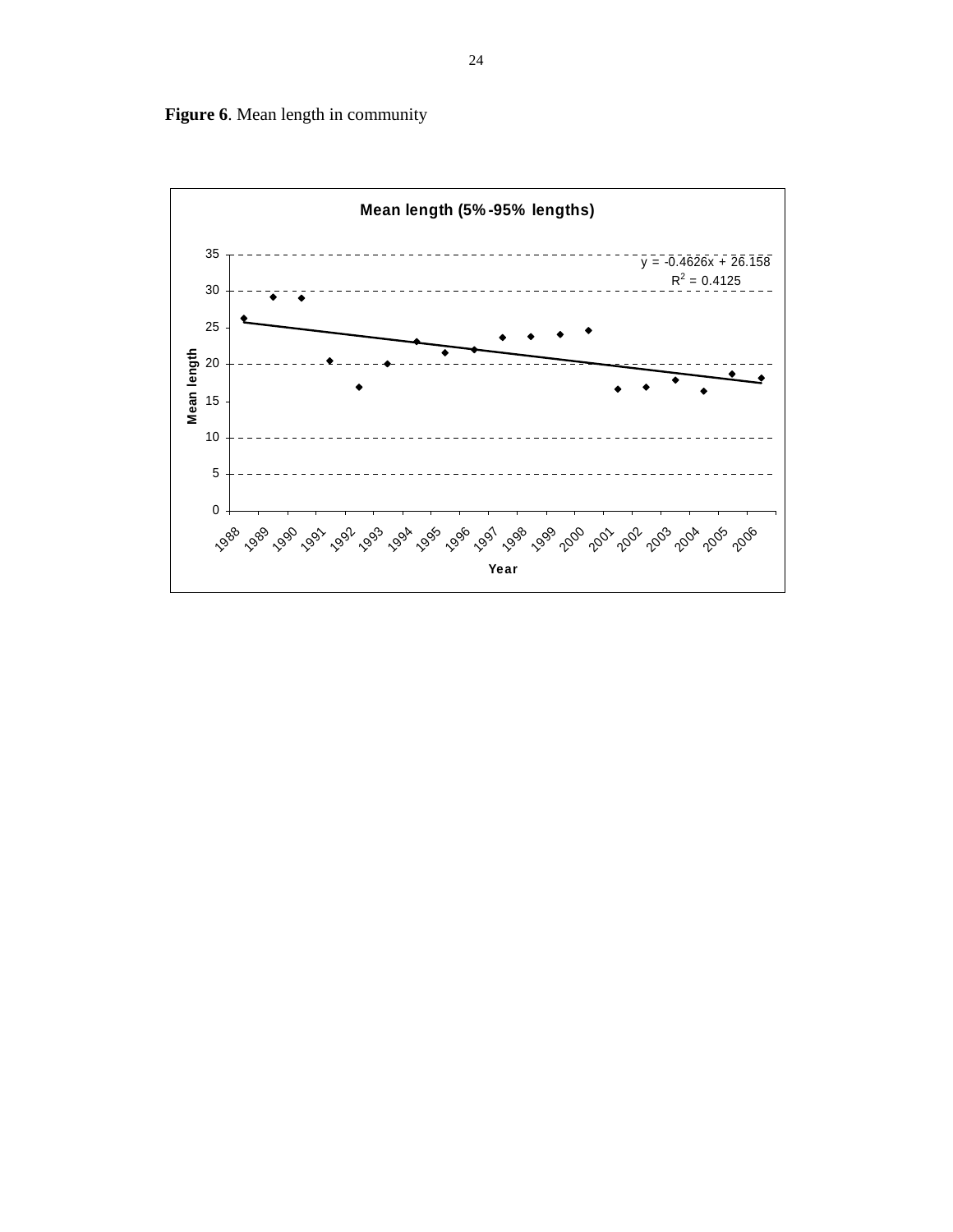**Figure 6**. Mean length in community

**Mean length (5%-95% lengths)**

$y = -0.4626x + 26.158$

$R^2 = 0.4125$

Mean length

Year

1988 1989 1990 1991 1992 1993 1994 1995 1996 1997 1998 1999 2000 2001 2002 2003 2004 2005 2006

0 5 10 15 20 25 30 35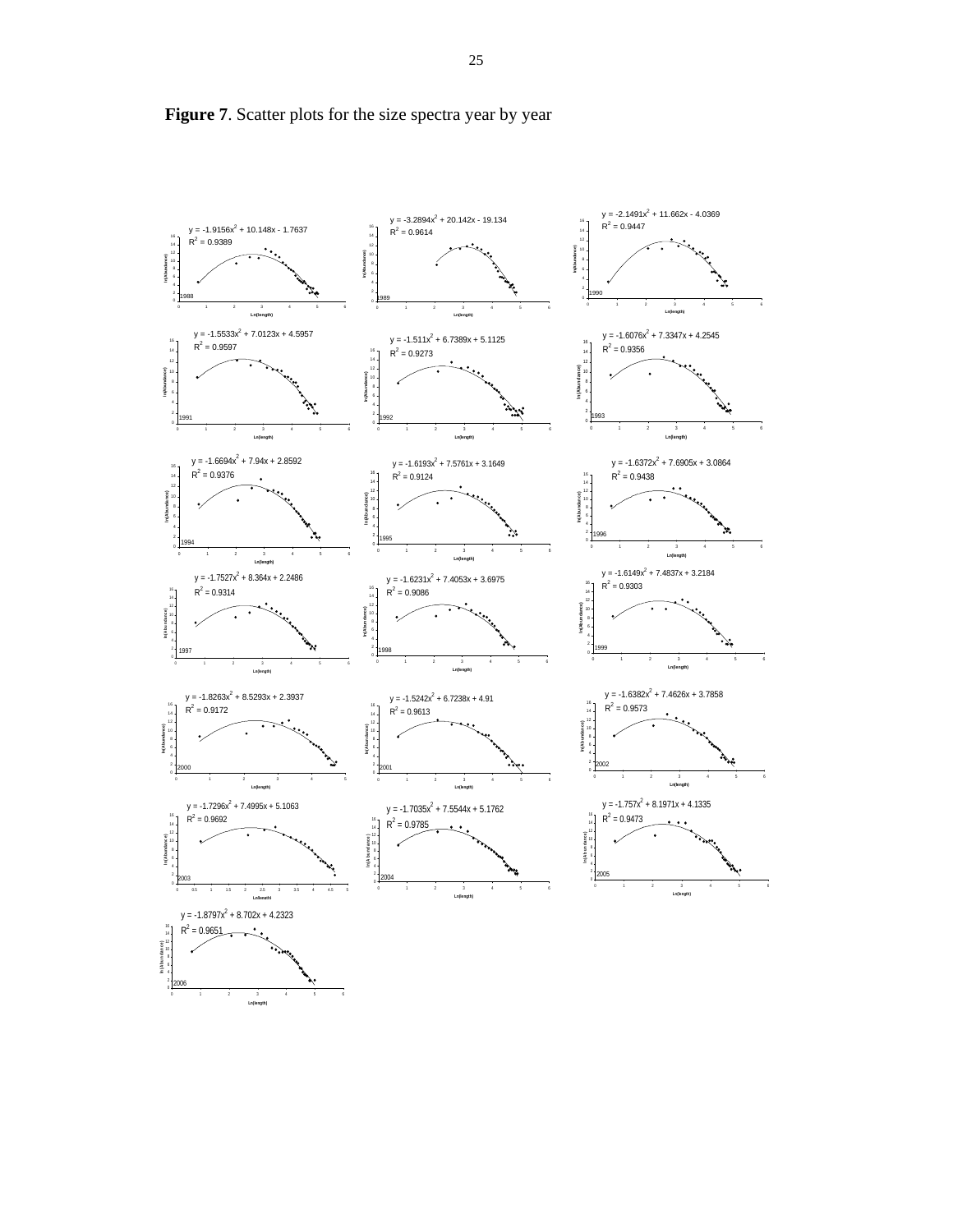**Figure 7**. Scatter plots for the size spectra year by year

| Year | Equation | $R^2$ |
| --- | --- | --- |
| 1988 | $y = -1.9156x^2 + 10.148x - 1.7637$ | $R^2 = 0.9389$ |
| 1989 | $y = -3.2894x^2 + 20.142x - 19.134$ | $R^2 = 0.9614$ |
| 1990 | $y = -2.1491x^2 + 11.662x - 4.0369$ | $R^2 = 0.9447$ |
| 1991 | $y = -1.5533x^2 + 7.0123x + 4.5957$ | $R^2 = 0.9597$ |
| 1992 | $y = -1.511x^2 + 6.7389x + 5.1125$ | $R^2 = 0.9273$ |
| 1993 | $y = -1.6076x^2 + 7.3347x + 4.2545$ | $R^2 = 0.9356$ |
| 1994 | $y = -1.6694x^2 + 7.94x + 2.8592$ | $R^2 = 0.9376$ |
| 1995 | $y = -1.6193x^2 + 7.5761x + 3.1649$ | $R^2 = 0.9124$ |
| 1996 | $y = -1.6372x^2 + 7.6905x + 3.0864$ | $R^2 = 0.9438$ |
| 1997 | $y = -1.7527x^2 + 8.364x + 2.2486$ | $R^2 = 0.9314$ |
| 1998 | $y = -1.6231x^2 + 7.4053x + 3.6975$ | $R^2 = 0.9086$ |
| 1999 | $y = -1.6149x^2 + 7.4837x + 3.2184$ | $R^2 = 0.9303$ |
| 2000 | $y = -1.8263x^2 + 8.5293x + 2.3937$ | $R^2 = 0.9172$ |
| 2001 | $y = -1.5242x^2 + 6.7238x + 4.91$ | $R^2 = 0.9613$ |
| 2002 | $y = -1.6382x^2 + 7.4626x + 3.7858$ | $R^2 = 0.9573$ |
| 2003 | $y = -1.7296x^2 + 7.4995x + 5.1063$ | $R^2 = 0.9692$ |
| 2004 | $y = -1.7035x^2 + 7.5544x + 5.1762$ | $R^2 = 0.9785$ |
| 2005 | $y = -1.757x^2 + 8.1971x + 4.1335$ | $R^2 = 0.9473$ |
| 2006 | $y = -1.8797x^2 + 8.702x + 4.2323$ | $R^2 = 0.9651$ |

Axes: Ln(length) (x), ln(Abundance) (y)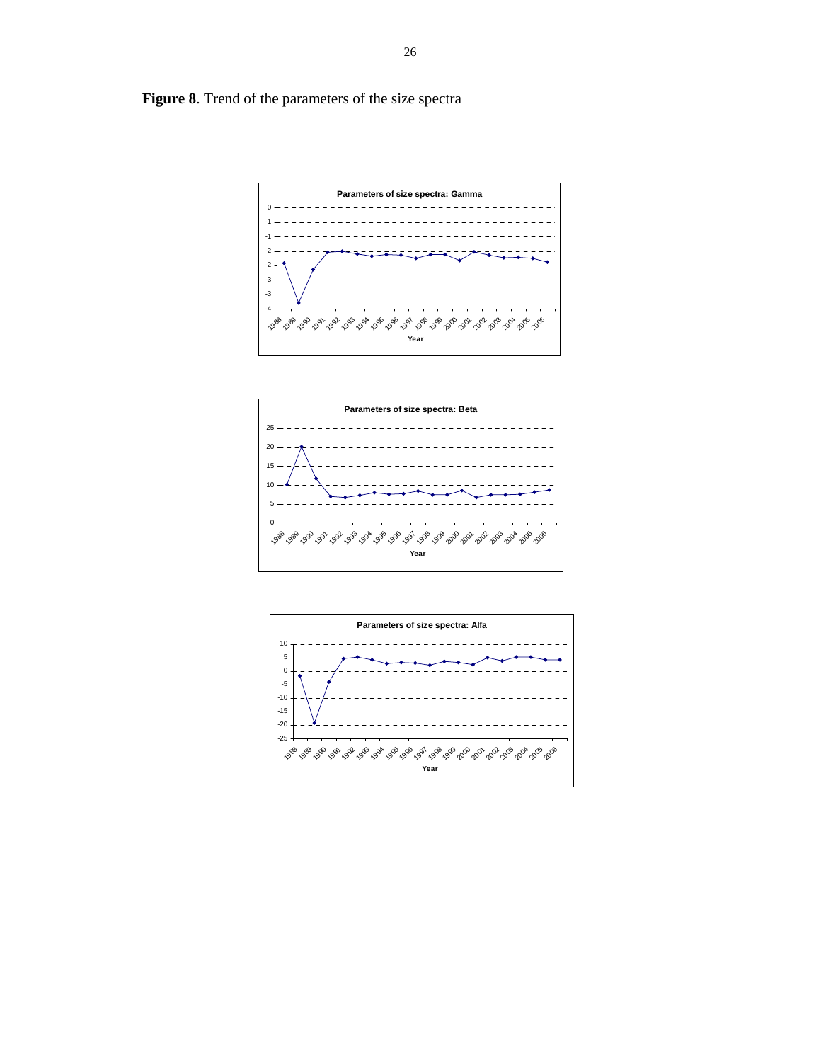**Figure 8**. Trend of the parameters of the size spectra

Parameters of size spectra: Gamma

0
-1
-1
-2
-2
-3
-3
-4

1988 1989 1990 1991 1992 1993 1994 1995 1996 1997 1998 1999 2000 2001 2002 2003 2004 2005 2006

Year

Parameters of size spectra: Beta

25
20
15
10
5
0

1988 1989 1990 1991 1992 1993 1994 1995 1996 1997 1998 1999 2000 2001 2002 2003 2004 2005 2006

Year

Parameters of size spectra: Alfa

10
5
0
-5
-10
-15
-20
-25

1988 1989 1990 1991 1992 1993 1994 1995 1996 1997 1998 1999 2000 2001 2002 2003 2004 2005 2006

Year